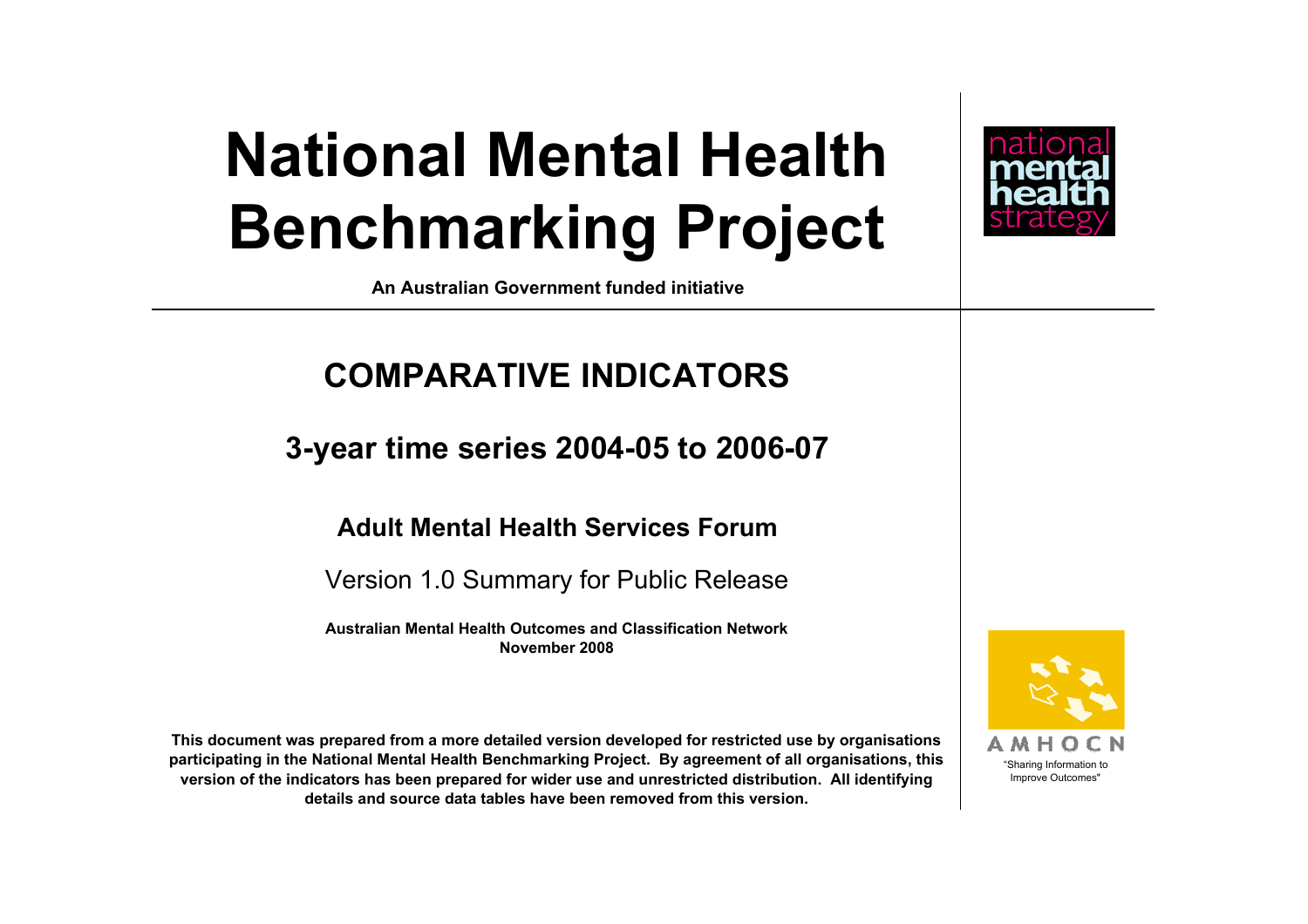# National Mental Health Benchmarking Project

**An Australian Government funded initiative**

national mental health strategy

## COMPARATIVE INDICATORS

### 3-year time series 2004-05 to 2006-07

### Adult Mental Health Services Forum

Version 1.0 Summary for Public Release

**Australian Mental Health Outcomes and Classification Network**
**November 2008**

**This document was prepared from a more detailed version developed for restricted use by organisations participating in the National Mental Health Benchmarking Project. By agreement of all organisations, this version of the indicators has been prepared for wider use and unrestricted distribution. All identifying details and source data tables have been removed from this version.**

AMHOCN
"Sharing Information to Improve Outcomes"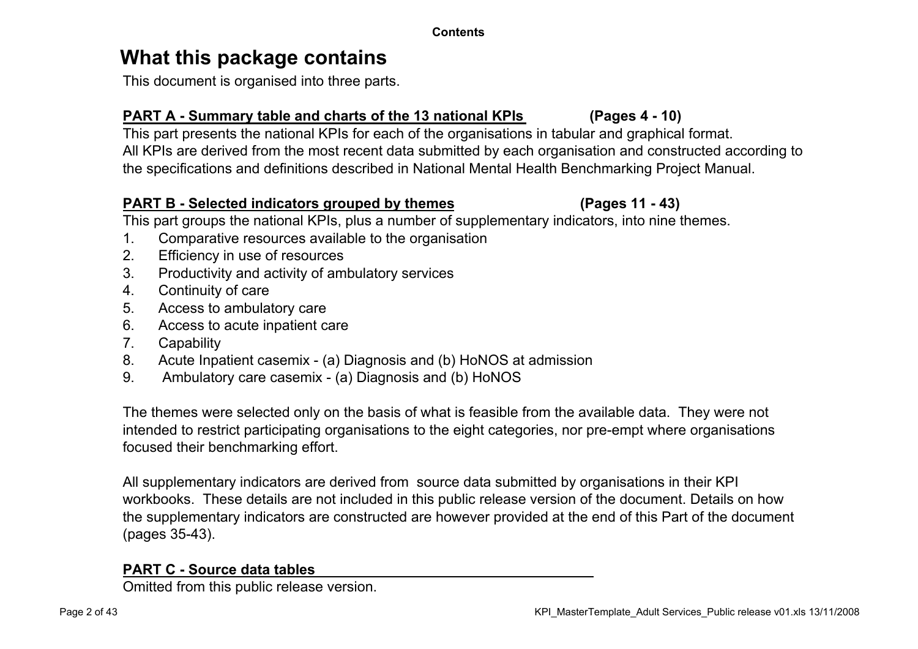**Contents**

# What this package contains

This document is organised into three parts.

## PART A - Summary table and charts of the 13 national KPIs (Pages 4 - 10)

This part presents the national KPIs for each of the organisations in tabular and graphical format.
All KPIs are derived from the most recent data submitted by each organisation and constructed according to the specifications and definitions described in National Mental Health Benchmarking Project Manual.

## PART B - Selected indicators grouped by themes (Pages 11 - 43)

This part groups the national KPIs, plus a number of supplementary indicators, into nine themes.

1. Comparative resources available to the organisation
2. Efficiency in use of resources
3. Productivity and activity of ambulatory services
4. Continuity of care
5. Access to ambulatory care
6. Access to acute inpatient care
7. Capability
8. Acute Inpatient casemix - (a) Diagnosis and (b) HoNOS at admission
9. Ambulatory care casemix - (a) Diagnosis and (b) HoNOS

The themes were selected only on the basis of what is feasible from the available data. They were not intended to restrict participating organisations to the eight categories, nor pre-empt where organisations focused their benchmarking effort.

All supplementary indicators are derived from source data submitted by organisations in their KPI workbooks. These details are not included in this public release version of the document. Details on how the supplementary indicators are constructed are however provided at the end of this Part of the document (pages 35-43).

## PART C - Source data tables

Omitted from this public release version.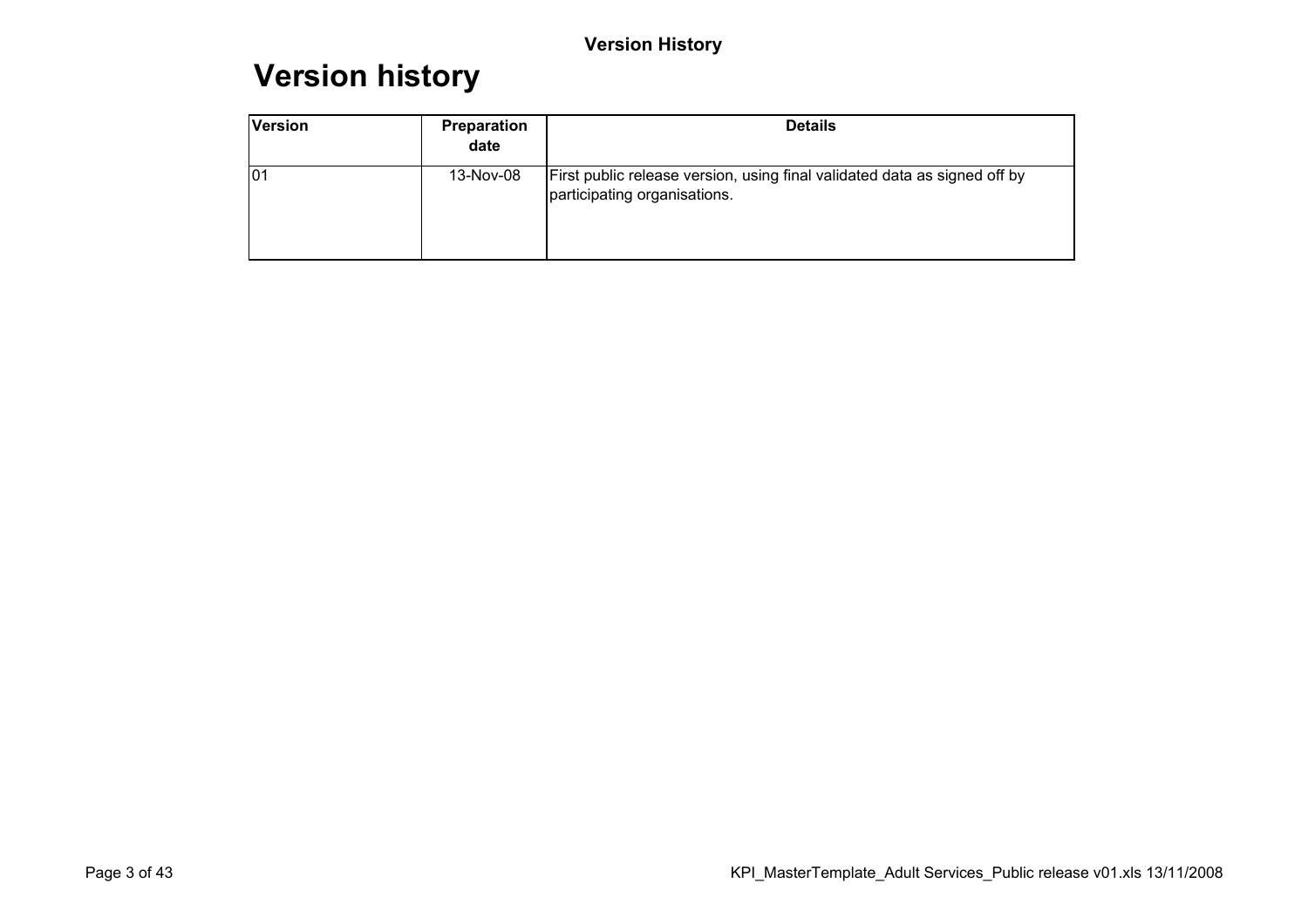# Version history

| Version | Preparation date | Details |
| --- | --- | --- |
| 01 | 13-Nov-08 | First public release version, using final validated data as signed off by participating organisations. |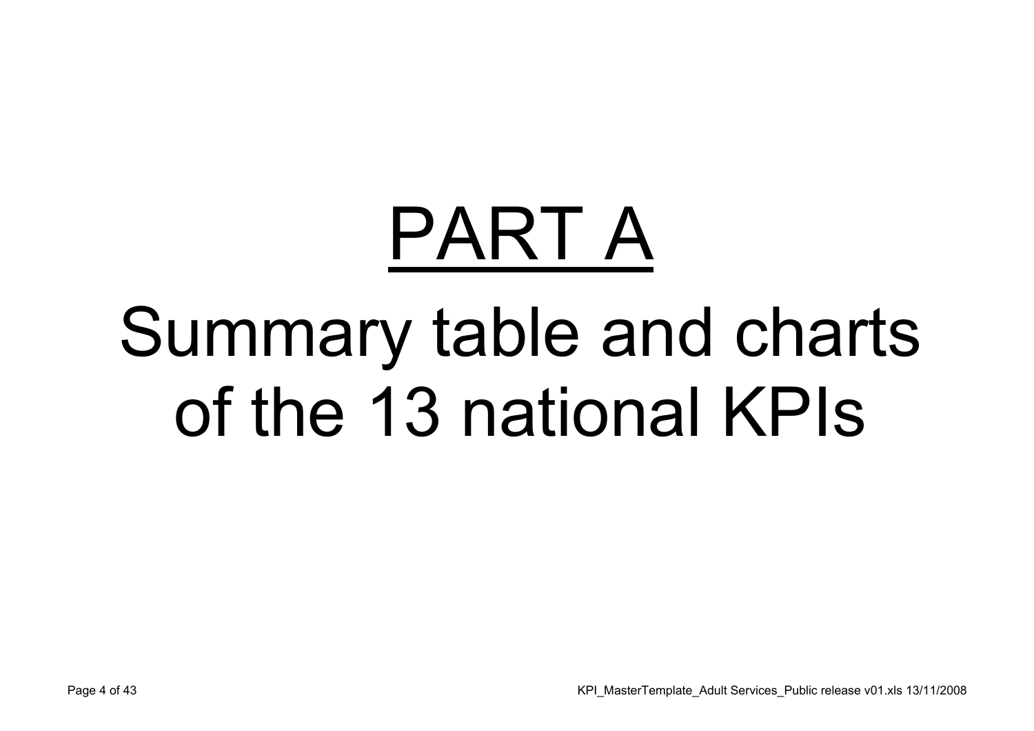# PART A

# Summary table and charts of the 13 national KPIs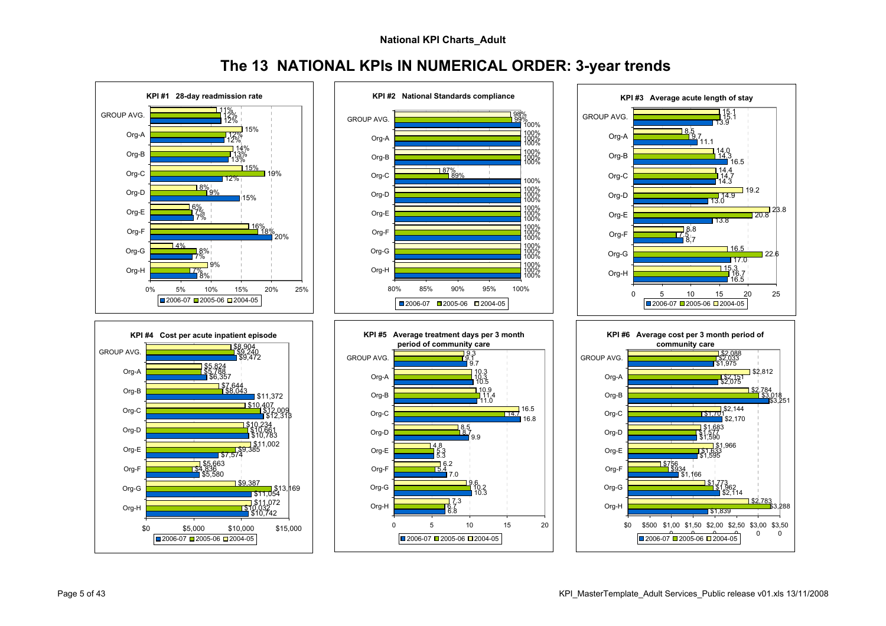National KPI Charts_Adult

# The 13 NATIONAL KPIs IN NUMERICAL ORDER: 3-year trends

### KPI #1 28-day readmission rate

| | 2006-07 | 2005-06 | 2004-05 |
|---|---|---|---|
| GROUP AVG. | 12% | 12% | 11% |
| Org-A | 12% | 12% | 15% |
| Org-B | 13% | 13% | 14% |
| Org-C | 12% | 19% | 15% |
| Org-D | 15% | 9% | 8% |
| Org-E | 7% | 7% | 6% |
| Org-F | 20% | 18% | 16% |
| Org-G | 7% | 8% | 4% |
| Org-H | 8% | 7% | 9% |

### KPI #2 National Standards compliance

| | 2006-07 | 2005-06 | 2004-05 |
|---|---|---|---|
| GROUP AVG. | 100% | 99% | 98% |
| Org-A | 100% | 100% | 100% |
| Org-B | 100% | 100% | 100% |
| Org-C | 100% | 89% | 87% |
| Org-D | 100% | 100% | 100% |
| Org-E | 100% | 100% | 100% |
| Org-F | 100% | 100% | 100% |
| Org-G | 100% | 100% | 100% |
| Org-H | 100% | 100% | 100% |

### KPI #3 Average acute length of stay

| | 2006-07 | 2005-06 | 2004-05 |
|---|---|---|---|
| GROUP AVG. | 13.9 | 15.1 | 15.1 |
| Org-A | 11.1 | 9.7 | 8.5 |
| Org-B | 16.5 | 14.3 | 14.0 |
| Org-C | 14.3 | 14.7 | 14.4 |
| Org-D | 13.0 | 14.9 | 19.2 |
| Org-E | 13.8 | 20.8 | 23.8 |
| Org-F | 8.7 | 7.5 | 8.8 |
| Org-G | 17.0 | 22.6 | 16.5 |
| Org-H | 16.5 | 16.7 | 15.3 |

### KPI #4 Cost per acute inpatient episode

| | 2006-07 | 2005-06 | 2004-05 |
|---|---|---|---|
| GROUP AVG. | $9,472 | $9,240 | $8,904 |
| Org-A | $6,357 | $5,788 | $5,824 |
| Org-B | $11,372 | $8,043 | $7,644 |
| Org-C | $12,318 | $12,009 | $10,407 |
| Org-D | $10,783 | $10,661 | $10,234 |
| Org-E | $7,574 | $9,385 | $11,002 |
| Org-F | $5,580 | $4,836 | $5,663 |
| Org-G | $11,054 | $13,169 | $9,387 |
| Org-H | $10,742 | $10,032 | $11,072 |

### KPI #5 Average treatment days per 3 month period of community care

| | 2006-07 | 2005-06 | 2004-05 |
|---|---|---|---|
| GROUP AVG. | 9.7 | 9.1 | 9.3 |
| Org-A | 10.5 | 10.3 | 10.3 |
| Org-B | 11.0 | 11.4 | 10.9 |
| Org-C | 16.8 | 14.7 | 16.5 |
| Org-D | 9.9 | 8.7 | 8.5 |
| Org-E | 5.3 | 5.3 | 4.8 |
| Org-F | 7.0 | 5.4 | 6.2 |
| Org-G | 10.3 | 10.2 | 9.6 |
| Org-H | 6.8 | 6.7 | 7.3 |

### KPI #6 Average cost per 3 month period of community care

| | 2006-07 | 2005-06 | 2004-05 |
|---|---|---|---|
| GROUP AVG. | $1,975 | $2,033 | $2,088 |
| Org-A | $2,075 | $2,151 | $2,812 |
| Org-B | $3,251 | $3,018 | $2,784 |
| Org-C | $2,170 | $1,701 | $2,144 |
| Org-D | $1,590 | $1,577 | $1,683 |
| Org-E | $1,595 | $1,633 | $1,966 |
| Org-F | $1,166 | $934 | $756 |
| Org-G | $2,114 | $1,962 | $1,773 |
| Org-H | $1,839 | $3,288 | $2,783 |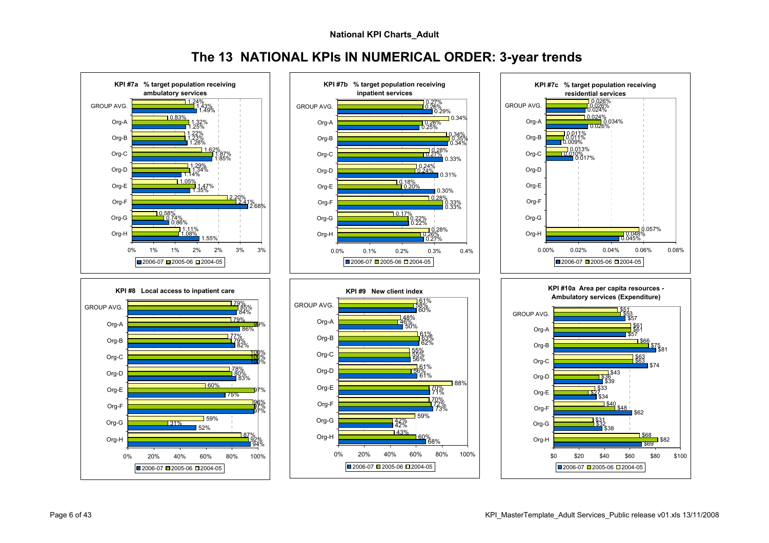# The 13 NATIONAL KPIs IN NUMERICAL ORDER: 3-year trends

### KPI #7a % target population receiving ambulatory services

| | 2006-07 | 2005-06 | 2004-05 |
|---|---|---|---|
| GROUP AVG. | 1.49% | 1.43% | 1.24% |
| Org-A | 1.25% | 1.32% | 0.83% |
| Org-B | 1.28% | 1.23% | 1.22% |
| Org-C | 1.85% | 1.87% | 1.62% |
| Org-D | 1.14% | 1.34% | 1.29% |
| Org-E | 1.35% | 1.47% | 1.05% |
| Org-F | 2.68% | 2.41% | 2.20% |
| Org-G | 0.86% | 0.74% | 0.58% |
| Org-H | 1.55% | 1.08% | 1.11% |

### KPI #7b % target population receiving inpatient services

| | 2006-07 | 2005-06 | 2004-05 |
|---|---|---|---|
| GROUP AVG. | 0.29% | 0.26% | 0.27% |
| Org-A | 0.25% | 0.26% | 0.34% |
| Org-B | 0.34% | 0.35% | 0.34% |
| Org-C | 0.33% | 0.27% | 0.28% |
| Org-D | 0.31% | 0.24% | 0.24% |
| Org-E | 0.30% | 0.20% | 0.18% |
| Org-F | 0.33% | 0.33% | 0.28% |
| Org-G | 0.22% | 0.22% | 0.17% |
| Org-H | 0.27% | 0.26% | 0.28% |

### KPI #7c % target population receiving residential services

| | 2006-07 | 2005-06 | 2004-05 |
|---|---|---|---|
| GROUP AVG. | 0.024% | 0.026% | 0.026% |
| Org-A | 0.026% | 0.034% | 0.024% |
| Org-B | 0.009% | 0.011% | 0.011% |
| Org-C | 0.017% | 0.010% | 0.013% |
| Org-D | | | |
| Org-E | | | |
| Org-F | | | |
| Org-G | | | |
| Org-H | 0.045% | 0.048% | 0.057% |

### KPI #8 Local access to inpatient care

| | 2006-07 | 2005-06 | 2004-05 |
|---|---|---|---|
| GROUP AVG. | 84% | 85% | 79% |
| Org-A | 86% | 99% | 79% |
| Org-B | 82% | 79% | 77% |
| Org-C | 100% | 100% | 100% |
| Org-D | 83% | 80% | 78% |
| Org-E | 75% | 97% | 60% |
| Org-F | 97% | 97% | 96% |
| Org-G | 52% | 31% | 59% |
| Org-H | 94% | 92% | 87% |

### KPI #9 New client index

| | 2006-07 | 2005-06 | 2004-05 |
|---|---|---|---|
| GROUP AVG. | 60% | 58% | 61% |
| Org-A | 50% | 46% | 48% |
| Org-B | 62% | 63% | 61% |
| Org-C | 56% | 55% | 55% |
| Org-D | 61% | 56% | 61% |
| Org-E | 71% | 70% | 88% |
| Org-F | 73% | 72% | 70% |
| Org-G | 42% | 42% | 59% |
| Org-H | 68% | 60% | 43% |

### KPI #10a Area per capita resources - Ambulatory services (Expenditure)

| | 2006-07 | 2005-06 | 2004-05 |
|---|---|---|---|
| GROUP AVG. | $57 | $53 | $51 |
| Org-A | $57 | $61 | $61 |
| Org-B | $81 | $75 | $66 |
| Org-C | $74 | $63 | $63 |
| Org-D | $39 | $36 | $43 |
| Org-E | $34 | $27 | $33 |
| Org-F | $62 | $48 | $40 |
| Org-G | $38 | $32 | $31 |
| Org-H | $69 | $82 | $68 |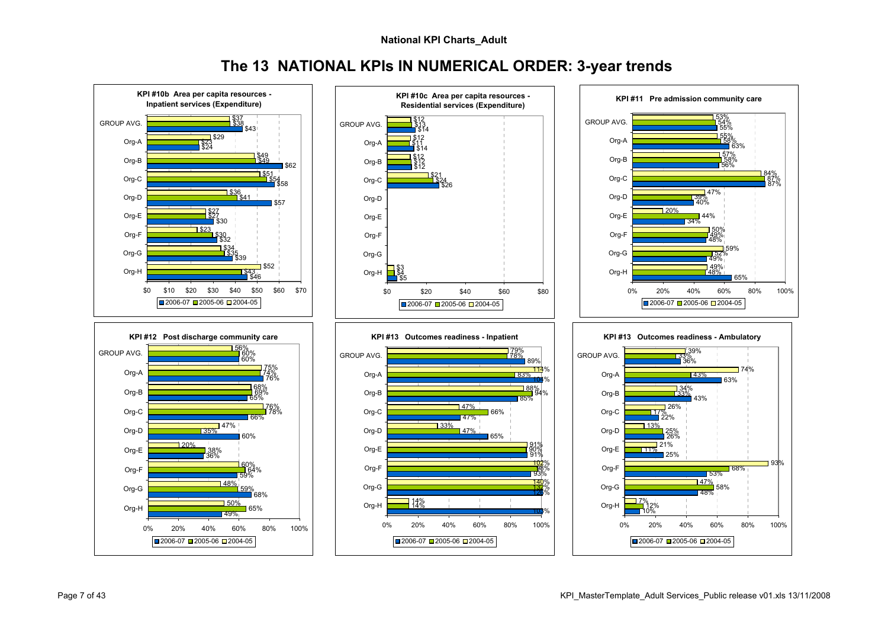**National KPI Charts_Adult**

# The 13 NATIONAL KPIs IN NUMERICAL ORDER: 3-year trends

### KPI #10b Area per capita resources - Inpatient services (Expenditure)

| | 2004-05 | 2005-06 | 2006-07 |
|---|---|---|---|
| GROUP AVG. | $37 | $38 | $43 |
| Org-A | $29 | $23 | $24 |
| Org-B | $49 | $49 | $62 |
| Org-C | $51 | $54 | $58 |
| Org-D | $36 | $41 | $57 |
| Org-E | $27 | $27 | $30 |
| Org-F | $23 | $30 | $32 |
| Org-G | $34 | $35 | $39 |
| Org-H | $52 | $43 | $46 |

### KPI #10c Area per capita resources - Residential services (Expenditure)

| | 2004-05 | 2005-06 | 2006-07 |
|---|---|---|---|
| GROUP AVG. | $12 | $13 | $14 |
| Org-A | $12 | $11 | $14 |
| Org-B | $12 | $12 | $12 |
| Org-C | $21 | $24 | $26 |
| Org-D | | | |
| Org-E | | | |
| Org-F | | | |
| Org-G | | | |
| Org-H | $3 | $4 | $5 |

### KPI #11 Pre admission community care

| | 2004-05 | 2005-06 | 2006-07 |
|---|---|---|---|
| GROUP AVG. | 53% | 54% | 55% |
| Org-A | 55% | 58% | 63% |
| Org-B | 57% | 58% | 56% |
| Org-C | 84% | 87% | 87% |
| Org-D | 47% | 39% | 40% |
| Org-E | 20% | 44% | 34% |
| Org-F | 50% | 49% | 48% |
| Org-G | 59% | 52% | 49% |
| Org-H | 49% | 48% | 65% |

### KPI #12 Post discharge community care

| | 2004-05 | 2005-06 | 2006-07 |
|---|---|---|---|
| GROUP AVG. | 56% | 60% | 60% |
| Org-A | 75% | 74% | 76% |
| Org-B | 68% | 69% | 65% |
| Org-C | 76% | 78% | 66% |
| Org-D | 47% | 35% | 60% |
| Org-E | 20% | 38% | 36% |
| Org-F | 60% | 64% | 59% |
| Org-G | 48% | 59% | 68% |
| Org-H | 50% | 65% | 49% |

### KPI #13 Outcomes readiness - Inpatient

| | 2004-05 | 2005-06 | 2006-07 |
|---|---|---|---|
| GROUP AVG. | 79% | 78% | 89% |
| Org-A | 114% | 83% | 101% |
| Org-B | 88% | 94% | 85% |
| Org-C | 47% | 66% | 47% |
| Org-D | 33% | 47% | 65% |
| Org-E | 91% | 90% | 91% |
| Org-F | 102% | 98% | 93% |
| Org-G | 140% | 132% | 126% |
| Org-H | 14% | 14% | 103% |

### KPI #13 Outcomes readiness - Ambulatory

| | 2004-05 | 2005-06 | 2006-07 |
|---|---|---|---|
| GROUP AVG. | 39% | 33% | 36% |
| Org-A | 74% | 43% | 63% |
| Org-B | 34% | 33% | 43% |
| Org-C | 26% | 17% | 22% |
| Org-D | 13% | 25% | 26% |
| Org-E | 21% | 11% | 25% |
| Org-F | 93% | 68% | 53% |
| Org-G | 47% | 58% | 48% |
| Org-H | 7% | 12% | 10% |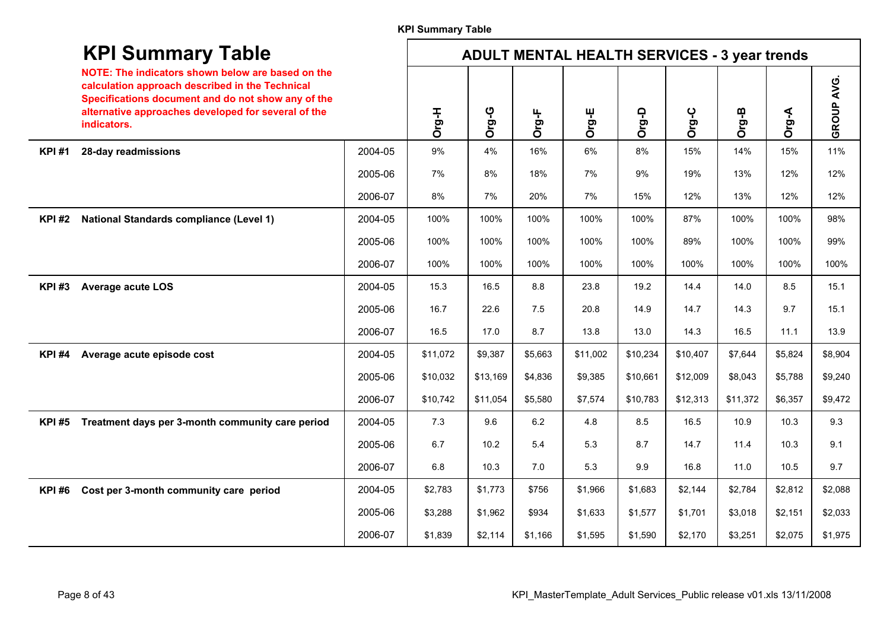# KPI Summary Table

**NOTE: The indicators shown below are based on the calculation approach described in the Technical Specifications document and do not show any of the alternative approaches developed for several of the indicators.**

## ADULT MENTAL HEALTH SERVICES - 3 year trends

| | | | Org-H | Org-G | Org-F | Org-E | Org-D | Org-C | Org-B | Org-A | GROUP AVG. |
|---|---|---|---|---|---|---|---|---|---|---|---|
| **KPI #1** | **28-day readmissions** | 2004-05 | 9% | 4% | 16% | 6% | 8% | 15% | 14% | 15% | 11% |
| | | 2005-06 | 7% | 8% | 18% | 7% | 9% | 19% | 13% | 12% | 12% |
| | | 2006-07 | 8% | 7% | 20% | 7% | 15% | 12% | 13% | 12% | 12% |
| **KPI #2** | **National Standards compliance (Level 1)** | 2004-05 | 100% | 100% | 100% | 100% | 100% | 87% | 100% | 100% | 98% |
| | | 2005-06 | 100% | 100% | 100% | 100% | 100% | 89% | 100% | 100% | 99% |
| | | 2006-07 | 100% | 100% | 100% | 100% | 100% | 100% | 100% | 100% | 100% |
| **KPI #3** | **Average acute LOS** | 2004-05 | 15.3 | 16.5 | 8.8 | 23.8 | 19.2 | 14.4 | 14.0 | 8.5 | 15.1 |
| | | 2005-06 | 16.7 | 22.6 | 7.5 | 20.8 | 14.9 | 14.7 | 14.3 | 9.7 | 15.1 |
| | | 2006-07 | 16.5 | 17.0 | 8.7 | 13.8 | 13.0 | 14.3 | 16.5 | 11.1 | 13.9 |
| **KPI #4** | **Average acute episode cost** | 2004-05 | $11,072 | $9,387 | $5,663 | $11,002 | $10,234 | $10,407 | $7,644 | $5,824 | $8,904 |
| | | 2005-06 | $10,032 | $13,169 | $4,836 | $9,385 | $10,661 | $12,009 | $8,043 | $5,788 | $9,240 |
| | | 2006-07 | $10,742 | $11,054 | $5,580 | $7,574 | $10,783 | $12,313 | $11,372 | $6,357 | $9,472 |
| **KPI #5** | **Treatment days per 3-month community care period** | 2004-05 | 7.3 | 9.6 | 6.2 | 4.8 | 8.5 | 16.5 | 10.9 | 10.3 | 9.3 |
| | | 2005-06 | 6.7 | 10.2 | 5.4 | 5.3 | 8.7 | 14.7 | 11.4 | 10.3 | 9.1 |
| | | 2006-07 | 6.8 | 10.3 | 7.0 | 5.3 | 9.9 | 16.8 | 11.0 | 10.5 | 9.7 |
| **KPI #6** | **Cost per 3-month community care period** | 2004-05 | $2,783 | $1,773 | $756 | $1,966 | $1,683 | $2,144 | $2,784 | $2,812 | $2,088 |
| | | 2005-06 | $3,288 | $1,962 | $934 | $1,633 | $1,577 | $1,701 | $3,018 | $2,151 | $2,033 |
| | | 2006-07 | $1,839 | $2,114 | $1,166 | $1,595 | $1,590 | $2,170 | $3,251 | $2,075 | $1,975 |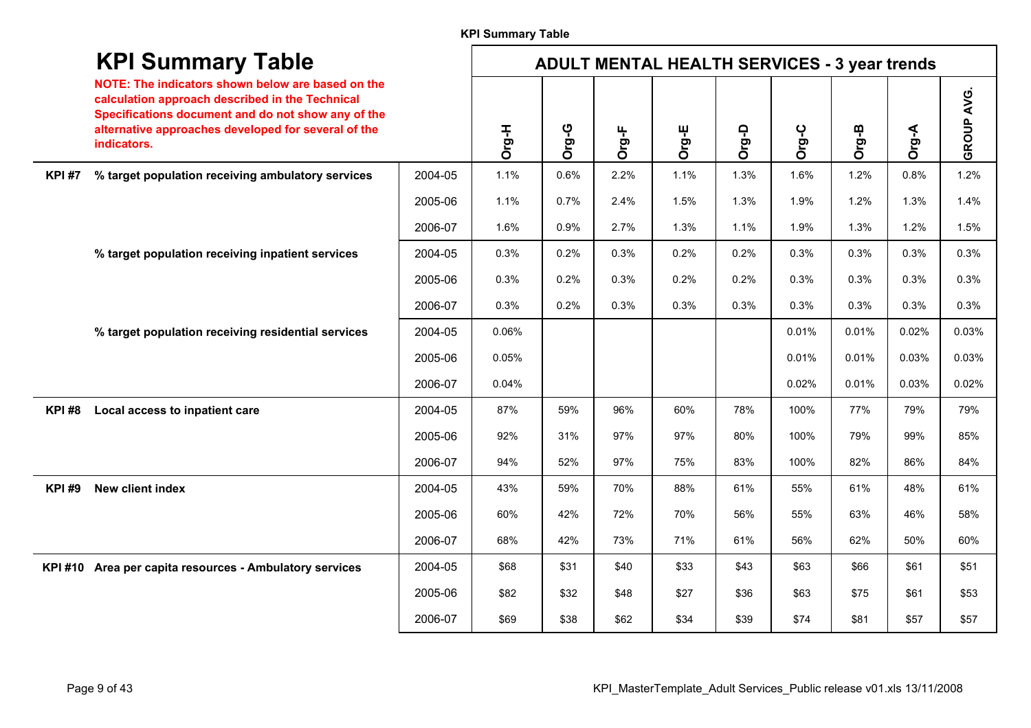# KPI Summary Table

**NOTE: The indicators shown below are based on the calculation approach described in the Technical Specifications document and do not show any of the alternative approaches developed for several of the indicators.**

| | | | ADULT MENTAL HEALTH SERVICES - 3 year trends | | | | | | | | |
|---|---|---|---|---|---|---|---|---|---|---|---|
| | | | Org-H | Org-G | Org-F | Org-E | Org-D | Org-C | Org-B | Org-A | GROUP AVG. |
| **KPI #7** | **% target population receiving ambulatory services** | 2004-05 | 1.1% | 0.6% | 2.2% | 1.1% | 1.3% | 1.6% | 1.2% | 0.8% | 1.2% |
| | | 2005-06 | 1.1% | 0.7% | 2.4% | 1.5% | 1.3% | 1.9% | 1.2% | 1.3% | 1.4% |
| | | 2006-07 | 1.6% | 0.9% | 2.7% | 1.3% | 1.1% | 1.9% | 1.3% | 1.2% | 1.5% |
| | **% target population receiving inpatient services** | 2004-05 | 0.3% | 0.2% | 0.3% | 0.2% | 0.2% | 0.3% | 0.3% | 0.3% | 0.3% |
| | | 2005-06 | 0.3% | 0.2% | 0.3% | 0.2% | 0.2% | 0.3% | 0.3% | 0.3% | 0.3% |
| | | 2006-07 | 0.3% | 0.2% | 0.3% | 0.3% | 0.3% | 0.3% | 0.3% | 0.3% | 0.3% |
| | **% target population receiving residential services** | 2004-05 | 0.06% | | | | | 0.01% | 0.01% | 0.02% | 0.03% |
| | | 2005-06 | 0.05% | | | | | 0.01% | 0.01% | 0.03% | 0.03% |
| | | 2006-07 | 0.04% | | | | | 0.02% | 0.01% | 0.03% | 0.02% |
| **KPI #8** | **Local access to inpatient care** | 2004-05 | 87% | 59% | 96% | 60% | 78% | 100% | 77% | 79% | 79% |
| | | 2005-06 | 92% | 31% | 97% | 97% | 80% | 100% | 79% | 99% | 85% |
| | | 2006-07 | 94% | 52% | 97% | 75% | 83% | 100% | 82% | 86% | 84% |
| **KPI #9** | **New client index** | 2004-05 | 43% | 59% | 70% | 88% | 61% | 55% | 61% | 48% | 61% |
| | | 2005-06 | 60% | 42% | 72% | 70% | 56% | 55% | 63% | 46% | 58% |
| | | 2006-07 | 68% | 42% | 73% | 71% | 61% | 56% | 62% | 50% | 60% |
| **KPI #10** | **Area per capita resources - Ambulatory services** | 2004-05 | $68 | $31 | $40 | $33 | $43 | $63 | $66 | $61 | $51 |
| | | 2005-06 | $82 | $32 | $48 | $27 | $36 | $63 | $75 | $61 | $53 |
| | | 2006-07 | $69 | $38 | $62 | $34 | $39 | $74 | $81 | $57 | $57 |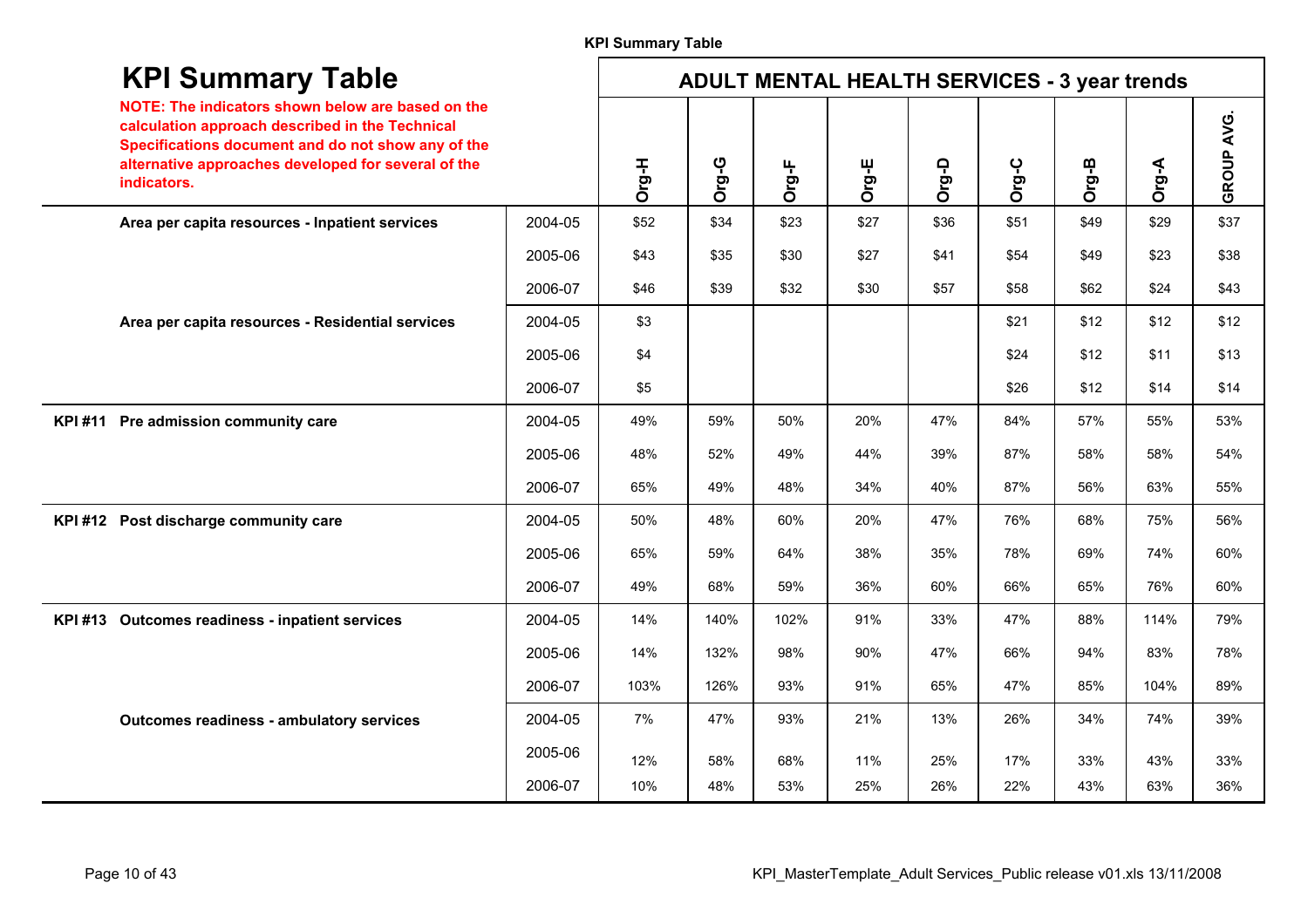# KPI Summary Table

**NOTE: The indicators shown below are based on the calculation approach described in the Technical Specifications document and do not show any of the alternative approaches developed for several of the indicators.**

| | | | ADULT MENTAL HEALTH SERVICES - 3 year trends | | | | | | | | |
|---|---|---|---|---|---|---|---|---|---|---|---|
| | | | Org-H | Org-G | Org-F | Org-E | Org-D | Org-C | Org-B | Org-A | GROUP AVG. |
| | **Area per capita resources - Inpatient services** | 2004-05 | $52 | $34 | $23 | $27 | $36 | $51 | $49 | $29 | $37 |
| | | 2005-06 | $43 | $35 | $30 | $27 | $41 | $54 | $49 | $23 | $38 |
| | | 2006-07 | $46 | $39 | $32 | $30 | $57 | $58 | $62 | $24 | $43 |
| | **Area per capita resources - Residential services** | 2004-05 | $3 | | | | | $21 | $12 | $12 | $12 |
| | | 2005-06 | $4 | | | | | $24 | $12 | $11 | $13 |
| | | 2006-07 | $5 | | | | | $26 | $12 | $14 | $14 |
| **KPI #11** | **Pre admission community care** | 2004-05 | 49% | 59% | 50% | 20% | 47% | 84% | 57% | 55% | 53% |
| | | 2005-06 | 48% | 52% | 49% | 44% | 39% | 87% | 58% | 58% | 54% |
| | | 2006-07 | 65% | 49% | 48% | 34% | 40% | 87% | 56% | 63% | 55% |
| **KPI #12** | **Post discharge community care** | 2004-05 | 50% | 48% | 60% | 20% | 47% | 76% | 68% | 75% | 56% |
| | | 2005-06 | 65% | 59% | 64% | 38% | 35% | 78% | 69% | 74% | 60% |
| | | 2006-07 | 49% | 68% | 59% | 36% | 60% | 66% | 65% | 76% | 60% |
| **KPI #13** | **Outcomes readiness - inpatient services** | 2004-05 | 14% | 140% | 102% | 91% | 33% | 47% | 88% | 114% | 79% |
| | | 2005-06 | 14% | 132% | 98% | 90% | 47% | 66% | 94% | 83% | 78% |
| | | 2006-07 | 103% | 126% | 93% | 91% | 65% | 47% | 85% | 104% | 89% |
| | **Outcomes readiness - ambulatory services** | 2004-05 | 7% | 47% | 93% | 21% | 13% | 26% | 34% | 74% | 39% |
| | | 2005-06 | 12% | 58% | 68% | 11% | 25% | 17% | 33% | 43% | 33% |
| | | 2006-07 | 10% | 48% | 53% | 25% | 26% | 22% | 43% | 63% | 36% |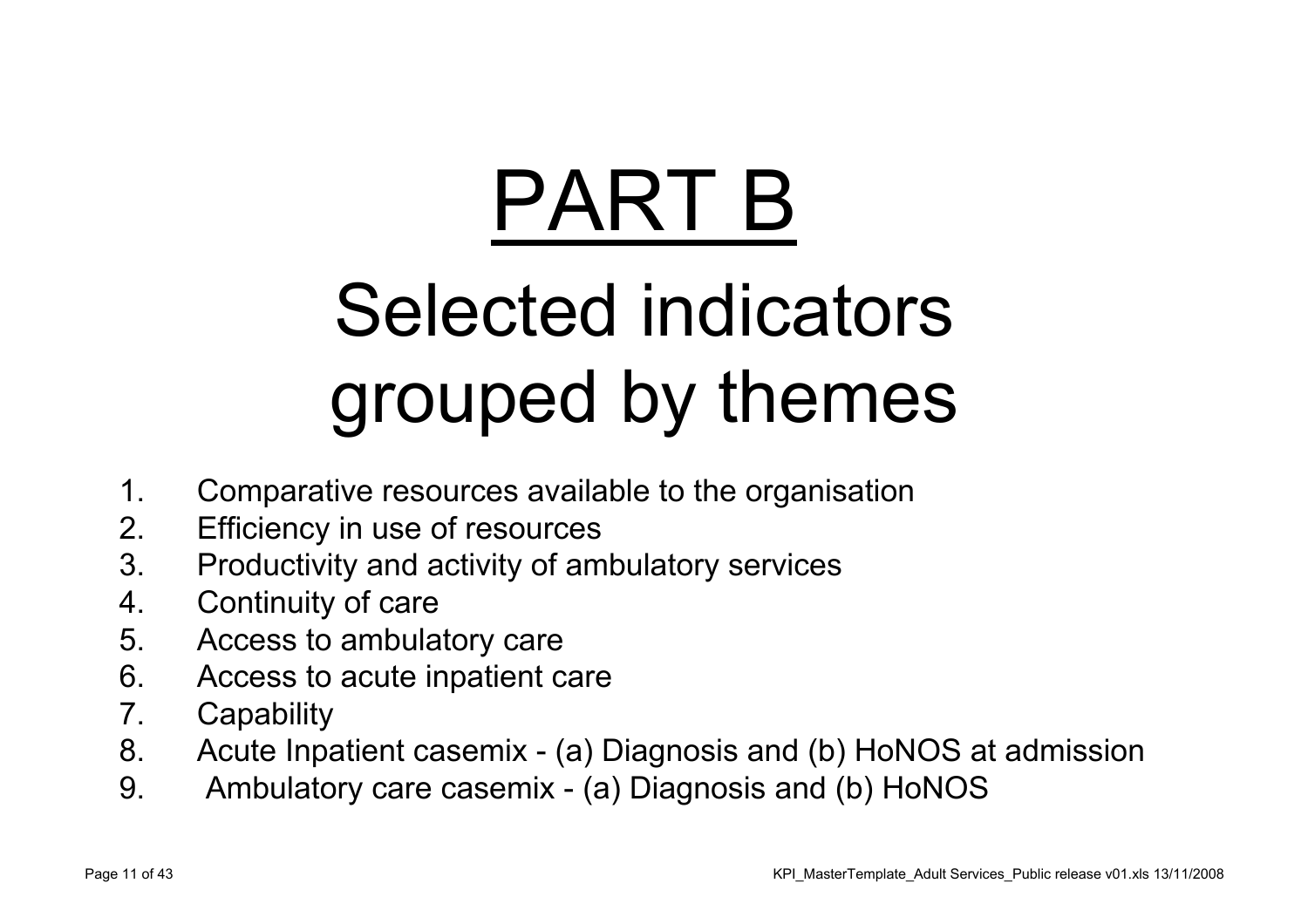# PART B

## Selected indicators grouped by themes

1. Comparative resources available to the organisation
2. Efficiency in use of resources
3. Productivity and activity of ambulatory services
4. Continuity of care
5. Access to ambulatory care
6. Access to acute inpatient care
7. Capability
8. Acute Inpatient casemix - (a) Diagnosis and (b) HoNOS at admission
9. Ambulatory care casemix - (a) Diagnosis and (b) HoNOS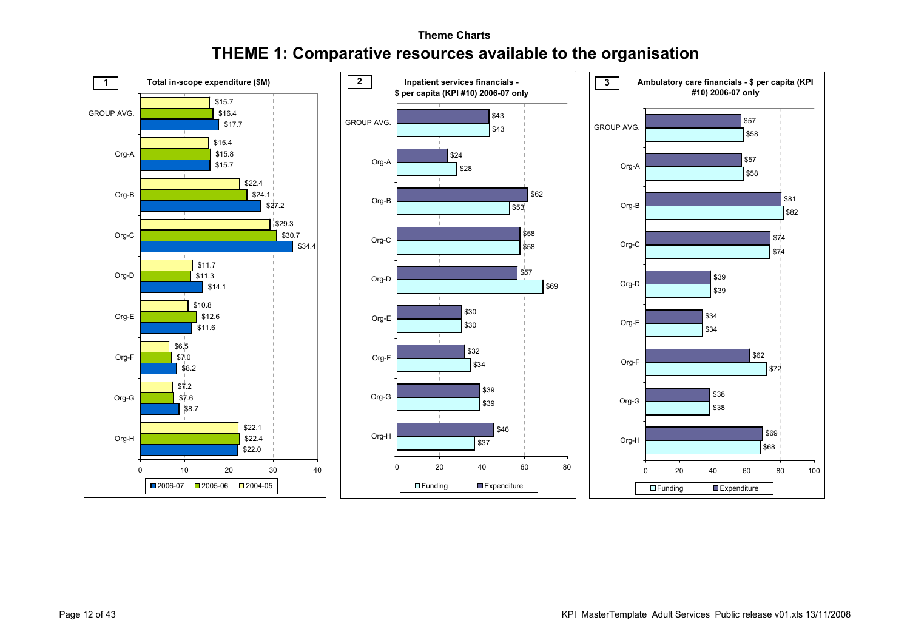Theme Charts

# THEME 1: Comparative resources available to the organisation

**1 — Total in-scope expenditure ($M)**

| | 2004-05 | 2005-06 | 2006-07 |
|---|---|---|---|
| GROUP AVG. | $15.7 | $16.4 | $17.7 |
| Org-A | $15.4 | $15.8 | $15.7 |
| Org-B | $22.4 | $24.1 | $27.2 |
| Org-C | $29.3 | $30.7 | $34.4 |
| Org-D | $11.7 | $11.3 | $14.1 |
| Org-E | $10.8 | $12.6 | $11.6 |
| Org-F | $6.5 | $7.0 | $8.2 |
| Org-G | $7.2 | $7.6 | $8.7 |
| Org-H | $22.1 | $22.4 | $22.0 |

**2 — Inpatient services financials - $ per capita (KPI #10) 2006-07 only**

| | Expenditure | Funding |
|---|---|---|
| GROUP AVG. | $43 | $43 |
| Org-A | $24 | $28 |
| Org-B | $62 | $53 |
| Org-C | $58 | $58 |
| Org-D | $57 | $69 |
| Org-E | $30 | $30 |
| Org-F | $32 | $34 |
| Org-G | $39 | $39 |
| Org-H | $46 | $37 |

**3 — Ambulatory care financials - $ per capita (KPI #10) 2006-07 only**

| | Expenditure | Funding |
|---|---|---|
| GROUP AVG. | $57 | $58 |
| Org-A | $57 | $58 |
| Org-B | $81 | $82 |
| Org-C | $74 | $74 |
| Org-D | $39 | $39 |
| Org-E | $34 | $34 |
| Org-F | $62 | $72 |
| Org-G | $38 | $38 |
| Org-H | $69 | $68 |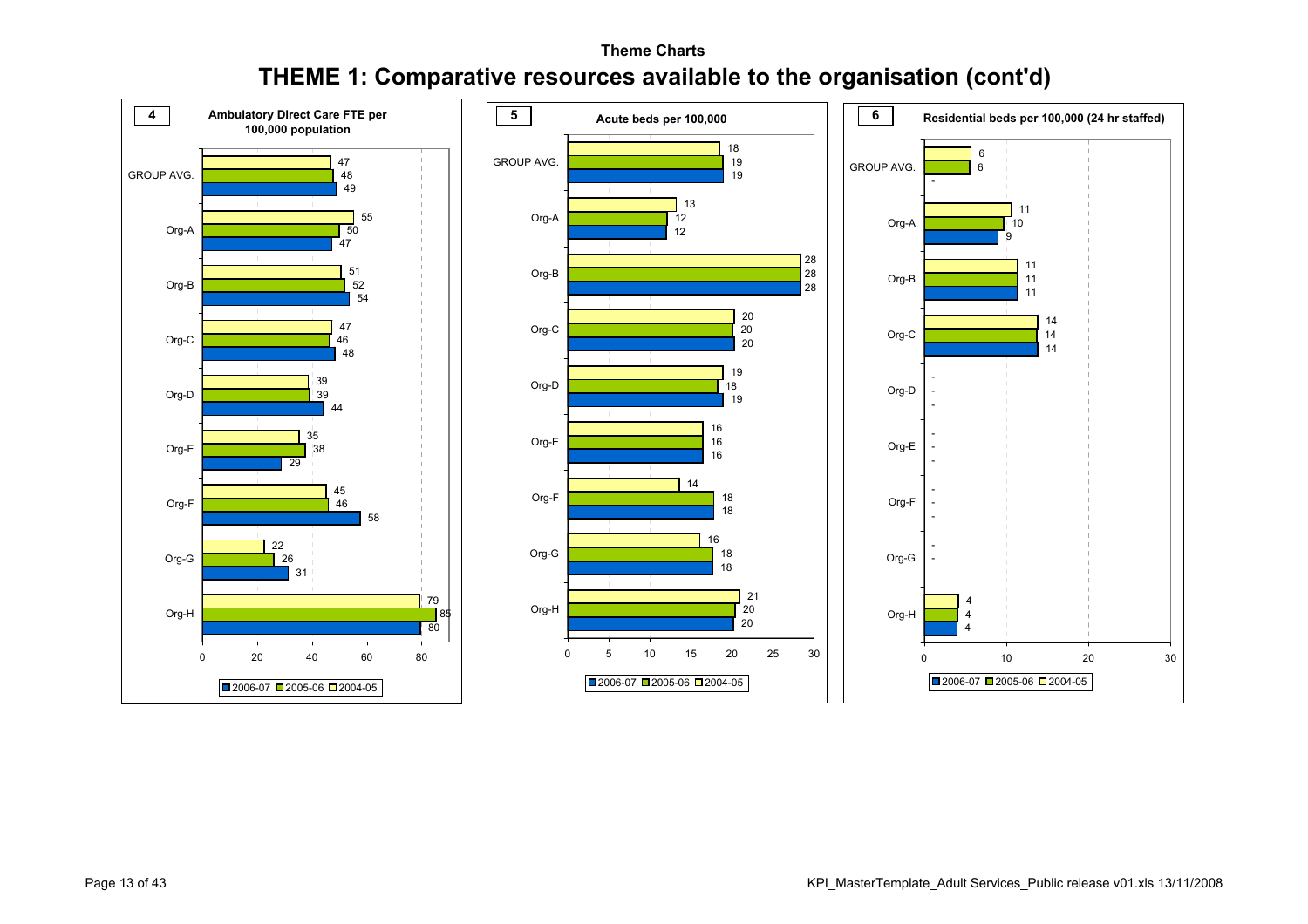Theme Charts

# THEME 1: Comparative resources available to the organisation (cont'd)

## 4 Ambulatory Direct Care FTE per 100,000 population

| | 2006-07 | 2005-06 | 2004-05 |
|---|---|---|---|
| GROUP AVG. | 49 | 48 | 47 |
| Org-A | 47 | 50 | 55 |
| Org-B | 54 | 52 | 51 |
| Org-C | 48 | 46 | 47 |
| Org-D | 44 | 39 | 39 |
| Org-E | 29 | 38 | 35 |
| Org-F | 58 | 46 | 45 |
| Org-G | 31 | 26 | 22 |
| Org-H | 80 | 85 | 79 |

## 5 Acute beds per 100,000

| | 2006-07 | 2005-06 | 2004-05 |
|---|---|---|---|
| GROUP AVG. | 19 | 19 | 18 |
| Org-A | 12 | 12 | 13 |
| Org-B | 28 | 28 | 28 |
| Org-C | 20 | 20 | 20 |
| Org-D | 19 | 18 | 19 |
| Org-E | 16 | 16 | 16 |
| Org-F | 18 | 18 | 14 |
| Org-G | 18 | 18 | 16 |
| Org-H | 20 | 20 | 21 |

## 6 Residential beds per 100,000 (24 hr staffed)

| | 2006-07 | 2005-06 | 2004-05 |
|---|---|---|---|
| GROUP AVG. | - | 6 | 6 |
| Org-A | 9 | 10 | 11 |
| Org-B | 11 | 11 | 11 |
| Org-C | 14 | 14 | 14 |
| Org-D | - | - | - |
| Org-E | - | - | - |
| Org-F | - | - | - |
| Org-G | | - | - |
| Org-H | 4 | 4 | 4 |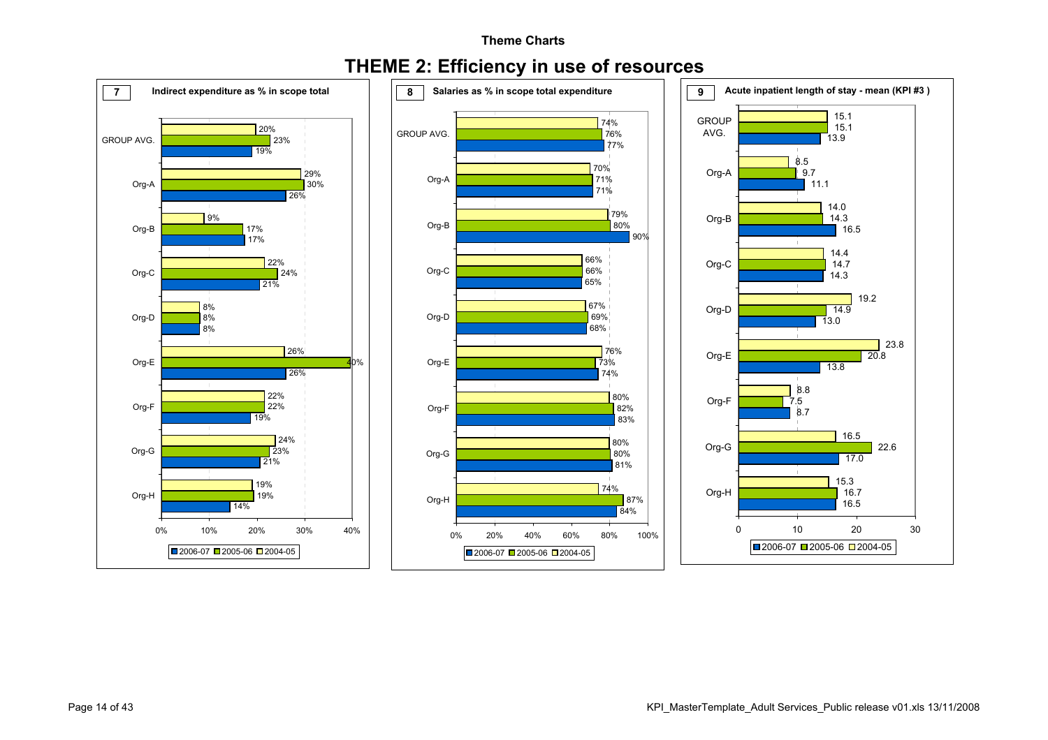**Theme Charts**

# THEME 2: Efficiency in use of resources

## 7 Indirect expenditure as % in scope total

| | 2006-07 | 2005-06 | 2004-05 |
|---|---|---|---|
| GROUP AVG. | 19% | 23% | 20% |
| Org-A | 26% | 30% | 29% |
| Org-B | 17% | 17% | 9% |
| Org-C | 21% | 24% | 22% |
| Org-D | 8% | 8% | 8% |
| Org-E | 26% | 40% | 26% |
| Org-F | 19% | 22% | 22% |
| Org-G | 21% | 23% | 24% |
| Org-H | 14% | 19% | 19% |

## 8 Salaries as % in scope total expenditure

| | 2006-07 | 2005-06 | 2004-05 |
|---|---|---|---|
| GROUP AVG. | 77% | 76% | 74% |
| Org-A | 71% | 71% | 70% |
| Org-B | 90% | 80% | 79% |
| Org-C | 65% | 66% | 66% |
| Org-D | 68% | 69% | 67% |
| Org-E | 74% | 73% | 76% |
| Org-F | 83% | 82% | 80% |
| Org-G | 81% | 80% | 80% |
| Org-H | 84% | 87% | 74% |

## 9 Acute inpatient length of stay - mean (KPI #3 )

| | 2006-07 | 2005-06 | 2004-05 |
|---|---|---|---|
| GROUP AVG. | 13.9 | 15.1 | 15.1 |
| Org-A | 11.1 | 9.7 | 8.5 |
| Org-B | 16.5 | 14.3 | 14.0 |
| Org-C | 14.3 | 14.7 | 14.4 |
| Org-D | 13.0 | 14.9 | 19.2 |
| Org-E | 13.8 | 20.8 | 23.8 |
| Org-F | 8.7 | 7.5 | 8.8 |
| Org-G | 17.0 | 22.6 | 16.5 |
| Org-H | 16.5 | 16.7 | 15.3 |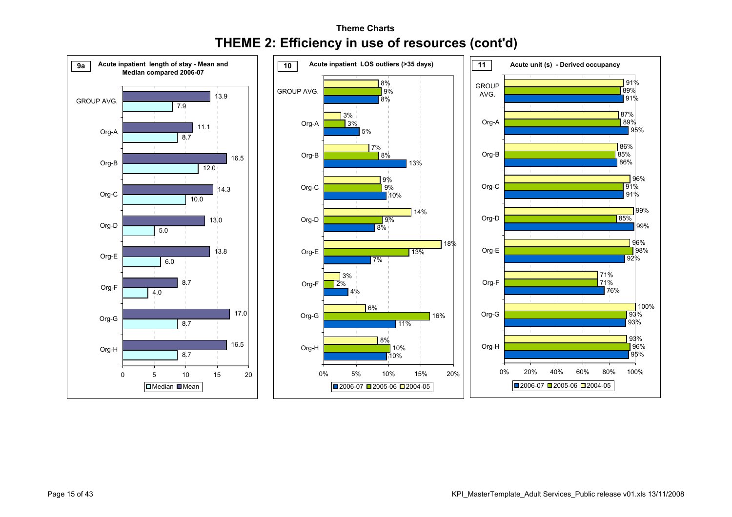Theme Charts

# THEME 2: Efficiency in use of resources (cont'd)

## 9a Acute inpatient length of stay - Mean and Median compared 2006-07

| | Median | Mean |
|---|---|---|
| GROUP AVG. | 7.9 | 13.9 |
| Org-A | 8.7 | 11.1 |
| Org-B | 12.0 | 16.5 |
| Org-C | 10.0 | 14.3 |
| Org-D | 5.0 | 13.0 |
| Org-E | 6.0 | 13.8 |
| Org-F | 4.0 | 8.7 |
| Org-G | 8.7 | 17.0 |
| Org-H | 8.7 | 16.5 |

## 10 Acute inpatient LOS outliers (>35 days)

| | 2006-07 | 2005-06 | 2004-05 |
|---|---|---|---|
| GROUP AVG. | 8% | 9% | 8% |
| Org-A | 5% | 3% | 3% |
| Org-B | 13% | 8% | 7% |
| Org-C | 10% | 9% | 9% |
| Org-D | 8% | 9% | 14% |
| Org-E | 7% | 13% | 18% |
| Org-F | 4% | 2% | 3% |
| Org-G | 11% | 16% | 6% |
| Org-H | 10% | 10% | 8% |

## 11 Acute unit (s) - Derived occupancy

| | 2006-07 | 2005-06 | 2004-05 |
|---|---|---|---|
| GROUP AVG. | 91% | 89% | 91% |
| Org-A | 95% | 89% | 87% |
| Org-B | 86% | 85% | 86% |
| Org-C | 91% | 91% | 96% |
| Org-D | 99% | 85% | 99% |
| Org-E | 92% | 98% | 96% |
| Org-F | 76% | 71% | 71% |
| Org-G | 93% | 93% | 100% |
| Org-H | 95% | 96% | 93% |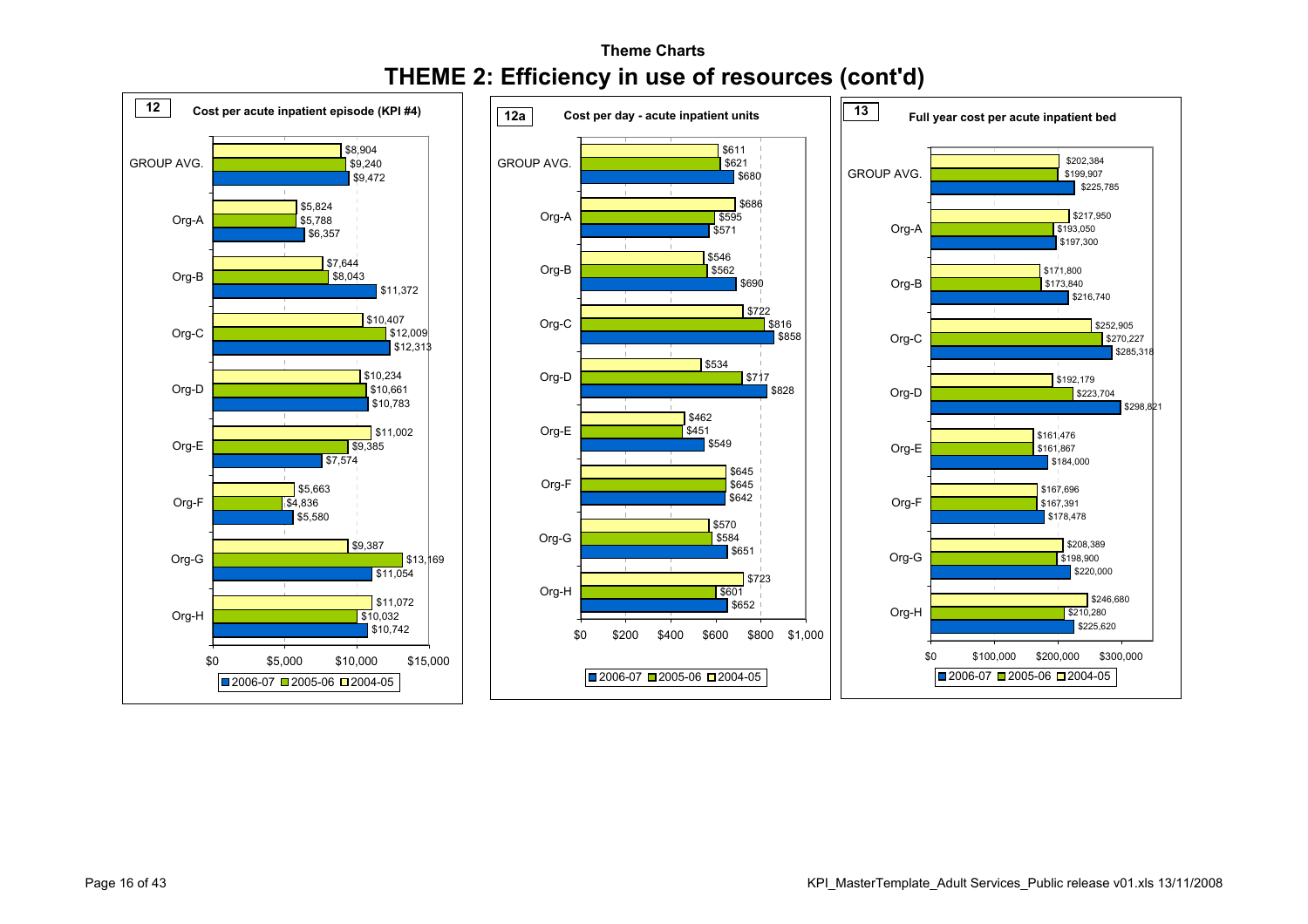## Theme Charts

# THEME 2: Efficiency in use of resources (cont'd)

### 12 Cost per acute inpatient episode (KPI #4)

| | 2004-05 | 2005-06 | 2006-07 |
|---|---|---|---|
| GROUP AVG. | $8,904 | $9,240 | $9,472 |
| Org-A | $5,824 | $5,788 | $6,357 |
| Org-B | $7,644 | $8,043 | $11,372 |
| Org-C | $10,407 | $12,009 | $12,313 |
| Org-D | $10,234 | $10,661 | $10,783 |
| Org-E | $11,002 | $9,385 | $7,574 |
| Org-F | $5,663 | $4,836 | $5,580 |
| Org-G | $9,387 | $13,169 | $11,054 |
| Org-H | $11,072 | $10,032 | $10,742 |

### 12a Cost per day - acute inpatient units

| | 2004-05 | 2005-06 | 2006-07 |
|---|---|---|---|
| GROUP AVG. | $611 | $621 | $680 |
| Org-A | $686 | $595 | $571 |
| Org-B | $546 | $562 | $690 |
| Org-C | $722 | $816 | $858 |
| Org-D | $534 | $717 | $828 |
| Org-E | $462 | $451 | $549 |
| Org-F | $645 | $645 | $642 |
| Org-G | $570 | $584 | $651 |
| Org-H | $723 | $601 | $652 |

### 13 Full year cost per acute inpatient bed

| | 2004-05 | 2005-06 | 2006-07 |
|---|---|---|---|
| GROUP AVG. | $202,384 | $199,907 | $225,785 |
| Org-A | $217,950 | $193,050 | $197,300 |
| Org-B | $171,800 | $173,840 | $216,740 |
| Org-C | $252,905 | $270,227 | $285,318 |
| Org-D | $192,179 | $223,704 | $298,821 |
| Org-E | $161,476 | $161,867 | $184,000 |
| Org-F | $167,696 | $167,391 | $178,478 |
| Org-G | $208,389 | $198,900 | $220,000 |
| Org-H | $246,680 | $210,280 | $225,620 |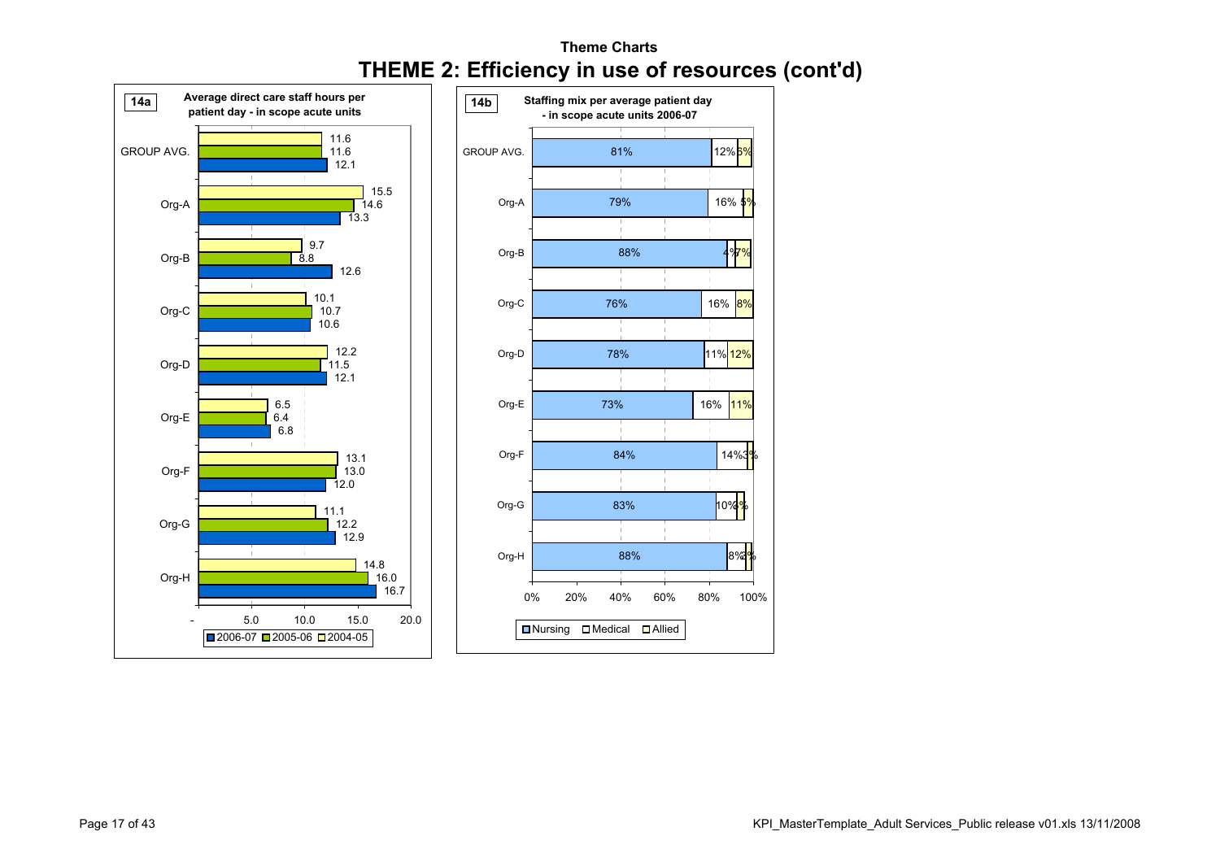Theme Charts

# THEME 2: Efficiency in use of resources (cont'd)

**14a** Average direct care staff hours per patient day - in scope acute units

| | 2006-07 | 2005-06 | 2004-05 |
|---|---|---|---|
| GROUP AVG. | 12.1 | 11.6 | 11.6 |
| Org-A | 13.3 | 14.6 | 15.5 |
| Org-B | 12.6 | 8.8 | 9.7 |
| Org-C | 10.6 | 10.7 | 10.1 |
| Org-D | 12.1 | 11.5 | 12.2 |
| Org-E | 6.8 | 6.4 | 6.5 |
| Org-F | 12.0 | 13.0 | 13.1 |
| Org-G | 12.9 | 12.2 | 11.1 |
| Org-H | 16.7 | 16.0 | 14.8 |

**14b** Staffing mix per average patient day - in scope acute units 2006-07

| | Nursing | Medical | Allied |
|---|---|---|---|
| GROUP AVG. | 81% | 12% | 6% |
| Org-A | 79% | 16% | 5% |
| Org-B | 88% | 4% | 7% |
| Org-C | 76% | 16% | 8% |
| Org-D | 78% | 11% | 12% |
| Org-E | 73% | 16% | 11% |
| Org-F | 84% | 14% | 3% |
| Org-G | 83% | 10% | 3% |
| Org-H | 88% | 8% | 3% |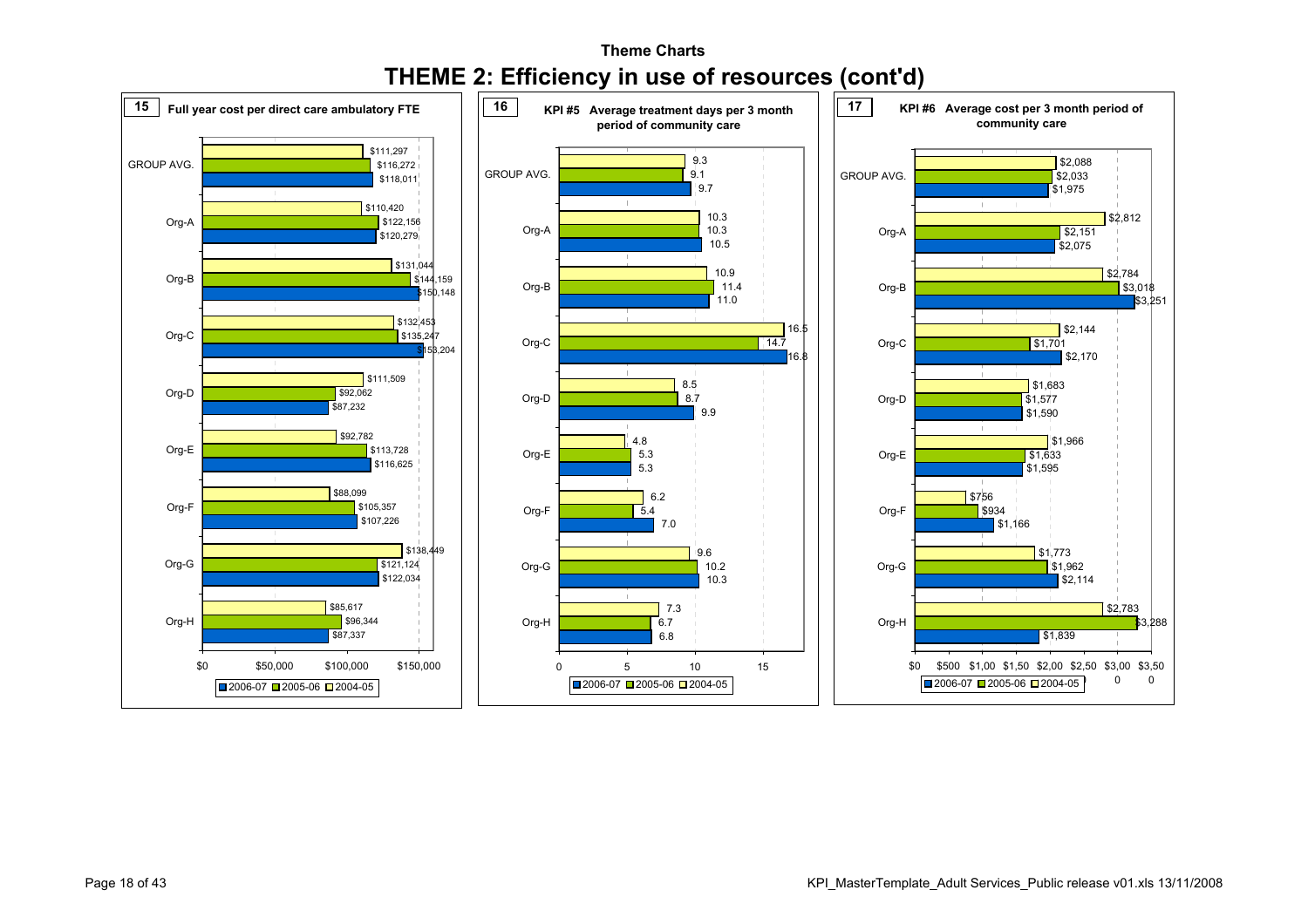Theme Charts

# THEME 2: Efficiency in use of resources (cont'd)

## 15 Full year cost per direct care ambulatory FTE

| | 2004-05 | 2005-06 | 2006-07 |
|---|---|---|---|
| GROUP AVG. | $111,297 | $116,272 | $118,011 |
| Org-A | $110,420 | $122,156 | $120,279 |
| Org-B | $131,044 | $144,159 | $150,148 |
| Org-C | $132,453 | $135,247 | $153,204 |
| Org-D | $111,509 | $92,062 | $87,232 |
| Org-E | $92,782 | $113,728 | $116,625 |
| Org-F | $88,099 | $105,357 | $107,226 |
| Org-G | $138,449 | $121,124 | $122,034 |
| Org-H | $85,617 | $96,344 | $87,337 |

## 16 KPI #5 Average treatment days per 3 month period of community care

| | 2004-05 | 2005-06 | 2006-07 |
|---|---|---|---|
| GROUP AVG. | 9.3 | 9.1 | 9.7 |
| Org-A | 10.3 | 10.3 | 10.5 |
| Org-B | 10.9 | 11.4 | 11.0 |
| Org-C | 16.5 | 14.7 | 16.8 |
| Org-D | 8.5 | 8.7 | 9.9 |
| Org-E | 4.8 | 5.3 | 5.3 |
| Org-F | 6.2 | 5.4 | 7.0 |
| Org-G | 9.6 | 10.2 | 10.3 |
| Org-H | 7.3 | 6.7 | 6.8 |

## 17 KPI #6 Average cost per 3 month period of community care

| | 2004-05 | 2005-06 | 2006-07 |
|---|---|---|---|
| GROUP AVG. | $2,088 | $2,033 | $1,975 |
| Org-A | $2,812 | $2,151 | $2,075 |
| Org-B | $2,784 | $3,018 | $3,251 |
| Org-C | $2,144 | $1,701 | $2,170 |
| Org-D | $1,683 | $1,577 | $1,590 |
| Org-E | $1,966 | $1,633 | $1,595 |
| Org-F | $756 | $934 | $1,166 |
| Org-G | $1,773 | $1,962 | $2,114 |
| Org-H | $2,783 | $3,288 | $1,839 |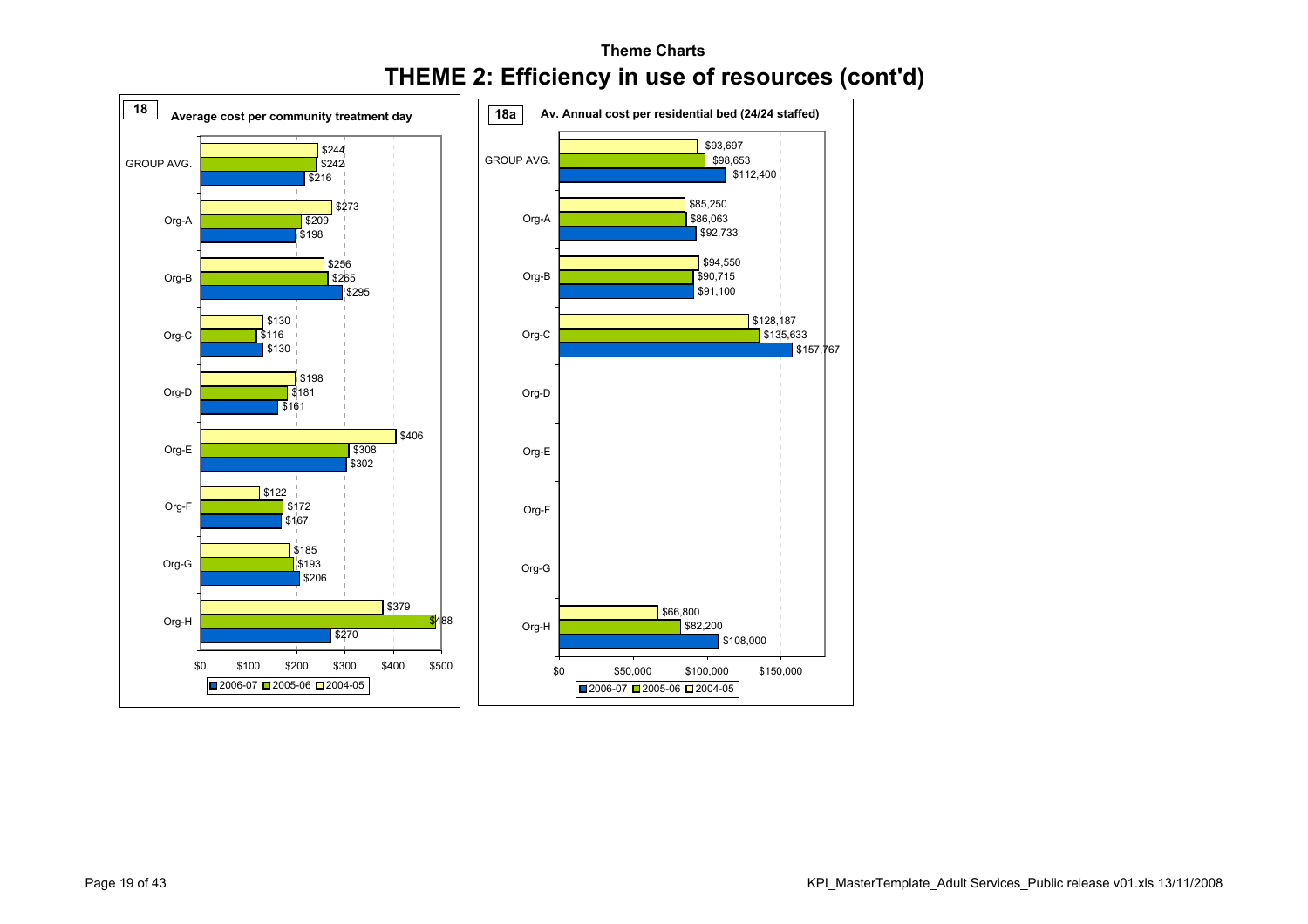**Theme Charts**

# THEME 2: Efficiency in use of resources (cont'd)

**18** Average cost per community treatment day

| | 2006-07 | 2005-06 | 2004-05 |
|---|---|---|---|
| GROUP AVG. | $216 | $242 | $244 |
| Org-A | $198 | $209 | $273 |
| Org-B | $295 | $265 | $256 |
| Org-C | $130 | $116 | $130 |
| Org-D | $161 | $181 | $198 |
| Org-E | $302 | $308 | $406 |
| Org-F | $167 | $172 | $122 |
| Org-G | $206 | $193 | $185 |
| Org-H | $270 | $488 | $379 |

**18a** Av. Annual cost per residential bed (24/24 staffed)

| | 2006-07 | 2005-06 | 2004-05 |
|---|---|---|---|
| GROUP AVG. | $112,400 | $98,653 | $93,697 |
| Org-A | $92,733 | $86,063 | $85,250 |
| Org-B | $91,100 | $90,715 | $94,550 |
| Org-C | $157,767 | $135,633 | $128,187 |
| Org-D | | | |
| Org-E | | | |
| Org-F | | | |
| Org-G | | | |
| Org-H | $108,000 | $82,200 | $66,800 |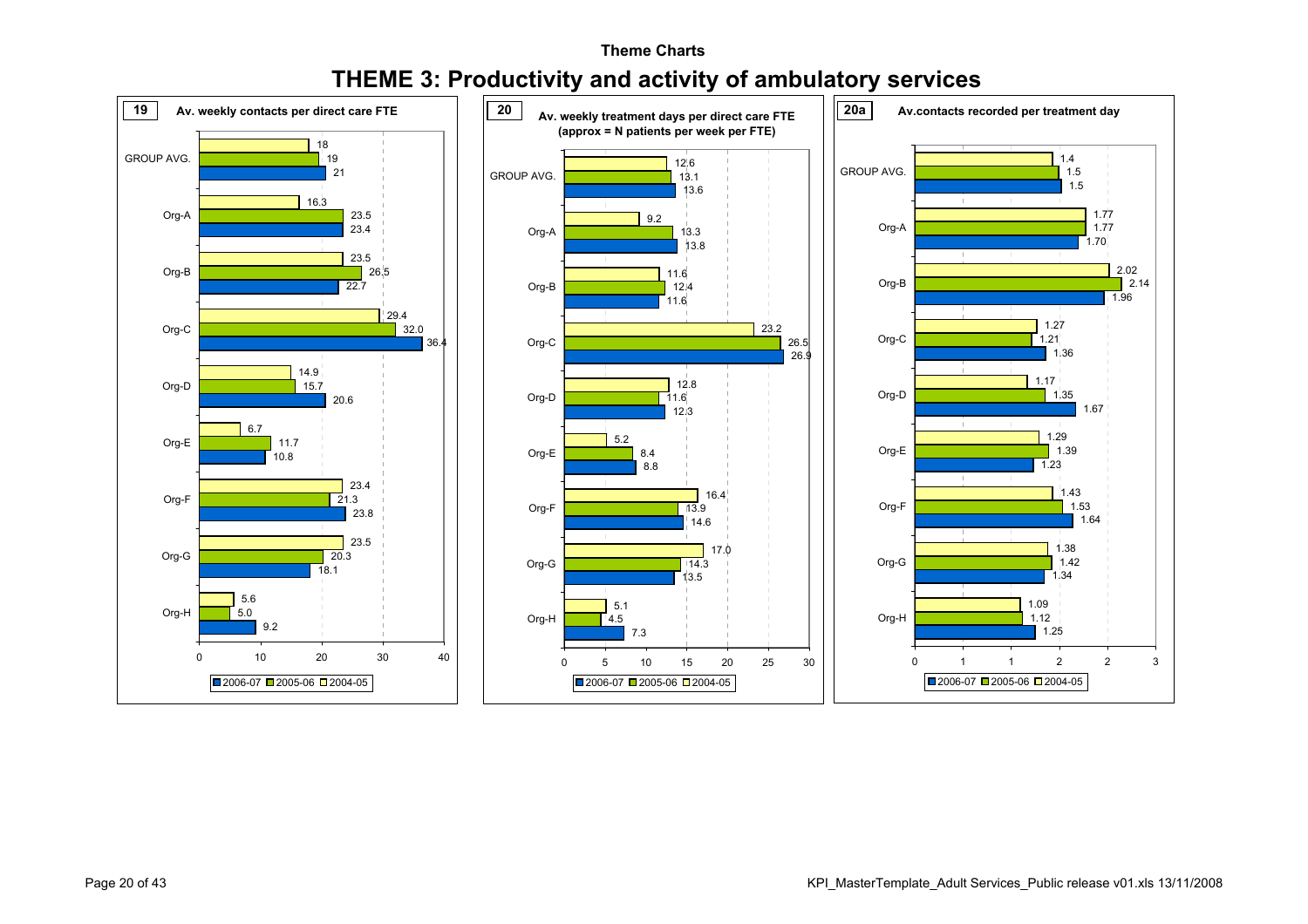Theme Charts

# THEME 3: Productivity and activity of ambulatory services

## 19 Av. weekly contacts per direct care FTE

| | 2006-07 | 2005-06 | 2004-05 |
|---|---|---|---|
| GROUP AVG. | 21 | 19 | 18 |
| Org-A | 23.4 | 23.5 | 16.3 |
| Org-B | 22.7 | 26.5 | 23.5 |
| Org-C | 36.4 | 32.0 | 29.4 |
| Org-D | 20.6 | 15.7 | 14.9 |
| Org-E | 10.8 | 11.7 | 6.7 |
| Org-F | 23.8 | 21.3 | 23.4 |
| Org-G | 18.1 | 20.3 | 23.5 |
| Org-H | 9.2 | 5.0 | 5.6 |

## 20 Av. weekly treatment days per direct care FTE (approx = N patients per week per FTE)

| | 2006-07 | 2005-06 | 2004-05 |
|---|---|---|---|
| GROUP AVG. | 13.6 | 13.1 | 12.6 |
| Org-A | 13.8 | 13.3 | 9.2 |
| Org-B | 11.6 | 12.4 | 11.6 |
| Org-C | 26.9 | 26.5 | 23.2 |
| Org-D | 12.3 | 11.6 | 12.8 |
| Org-E | 8.8 | 8.4 | 5.2 |
| Org-F | 14.6 | 13.9 | 16.4 |
| Org-G | 13.5 | 14.3 | 17.0 |
| Org-H | 7.3 | 4.5 | 5.1 |

## 20a Av.contacts recorded per treatment day

| | 2006-07 | 2005-06 | 2004-05 |
|---|---|---|---|
| GROUP AVG. | 1.5 | 1.5 | 1.4 |
| Org-A | 1.70 | 1.77 | 1.77 |
| Org-B | 1.96 | 2.14 | 2.02 |
| Org-C | 1.36 | 1.21 | 1.27 |
| Org-D | 1.67 | 1.35 | 1.17 |
| Org-E | 1.23 | 1.39 | 1.29 |
| Org-F | 1.64 | 1.53 | 1.43 |
| Org-G | 1.34 | 1.42 | 1.38 |
| Org-H | 1.25 | 1.12 | 1.09 |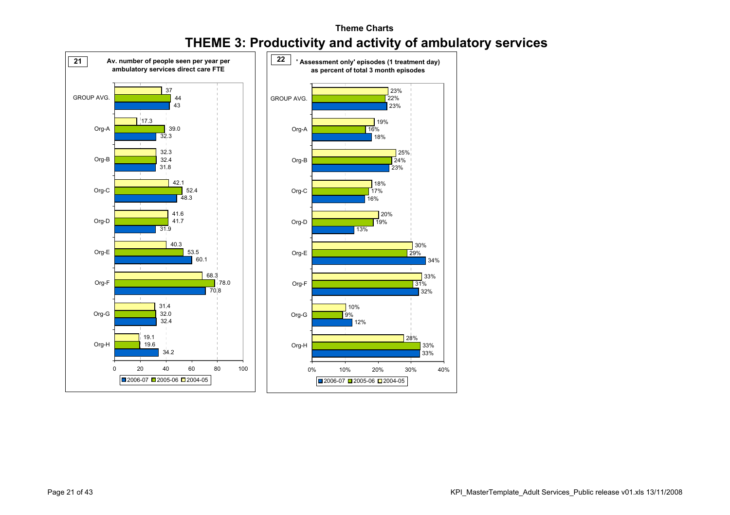Theme Charts

# THEME 3: Productivity and activity of ambulatory services

## 21 Av. number of people seen per year per ambulatory services direct care FTE

| | 2006-07 | 2005-06 | 2004-05 |
|---|---|---|---|
| GROUP AVG. | 43 | 44 | 37 |
| Org-A | 32.3 | 39.0 | 17.3 |
| Org-B | 31.8 | 32.4 | 32.3 |
| Org-C | 48.3 | 52.4 | 42.1 |
| Org-D | 31.9 | 41.7 | 41.6 |
| Org-E | 60.1 | 53.5 | 40.3 |
| Org-F | 70.8 | 78.0 | 68.3 |
| Org-G | 32.4 | 32.0 | 31.4 |
| Org-H | 34.2 | 19.6 | 19.1 |

## 22 'Assessment only' episodes (1 treatment day) as percent of total 3 month episodes

| | 2006-07 | 2005-06 | 2004-05 |
|---|---|---|---|
| GROUP AVG. | 23% | 22% | 23% |
| Org-A | 18% | 16% | 19% |
| Org-B | 23% | 24% | 25% |
| Org-C | 16% | 17% | 18% |
| Org-D | 13% | 19% | 20% |
| Org-E | 34% | 29% | 30% |
| Org-F | 32% | 31% | 33% |
| Org-G | 12% | 9% | 10% |
| Org-H | 33% | 33% | 28% |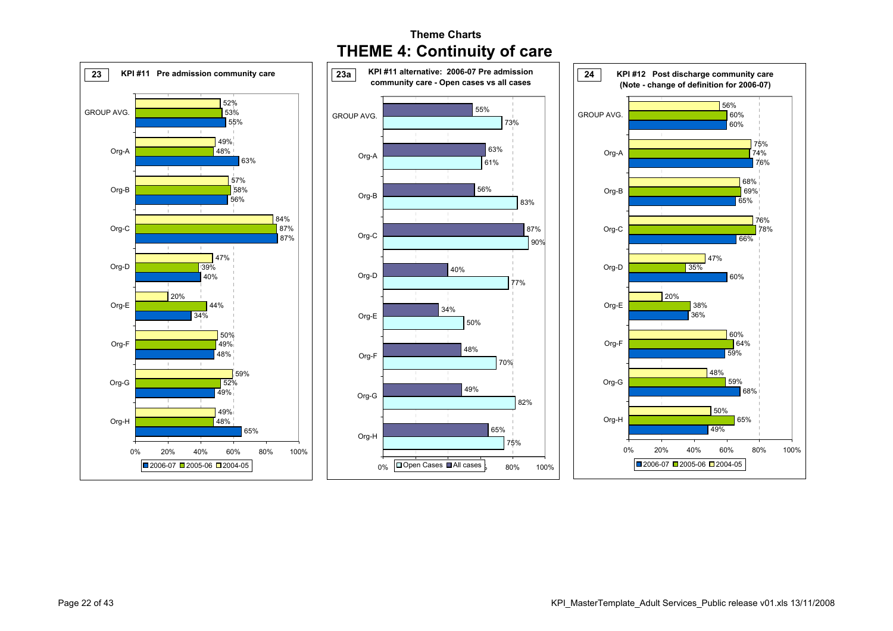# Theme Charts

## THEME 4: Continuity of care

### 23 KPI #11 Pre admission community care

| | 2004-05 | 2005-06 | 2006-07 |
|---|---|---|---|
| GROUP AVG. | 52% | 53% | 55% |
| Org-A | 49% | 48% | 63% |
| Org-B | 57% | 58% | 56% |
| Org-C | 84% | 87% | 87% |
| Org-D | 47% | 39% | 40% |
| Org-E | 20% | 44% | 34% |
| Org-F | 50% | 49% | 48% |
| Org-G | 59% | 52% | 49% |
| Org-H | 49% | 48% | 65% |

### 23a KPI #11 alternative: 2006-07 Pre admission community care - Open cases vs all cases

| | All cases | Open Cases |
|---|---|---|
| GROUP AVG. | 55% | 73% |
| Org-A | 63% | 61% |
| Org-B | 56% | 83% |
| Org-C | 87% | 90% |
| Org-D | 40% | 77% |
| Org-E | 34% | 50% |
| Org-F | 48% | 70% |
| Org-G | 49% | 82% |
| Org-H | 65% | 75% |

### 24 KPI #12 Post discharge community care (Note - change of definition for 2006-07)

| | 2004-05 | 2005-06 | 2006-07 |
|---|---|---|---|
| GROUP AVG. | 56% | 60% | 60% |
| Org-A | 75% | 74% | 76% |
| Org-B | 68% | 69% | 65% |
| Org-C | 76% | 78% | 66% |
| Org-D | 47% | 35% | 60% |
| Org-E | 20% | 38% | 36% |
| Org-F | 60% | 64% | 59% |
| Org-G | 48% | 59% | 68% |
| Org-H | 50% | 65% | 49% |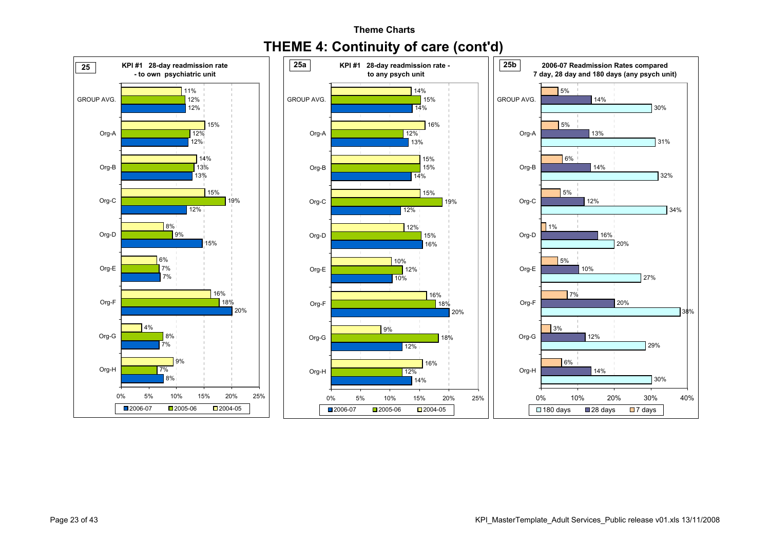### Theme Charts

# THEME 4: Continuity of care (cont'd)

**25** — **KPI #1 28-day readmission rate - to own psychiatric unit**

| | 2006-07 | 2005-06 | 2004-05 |
|---|---|---|---|
| GROUP AVG. | 12% | 12% | 11% |
| Org-A | 12% | 12% | 15% |
| Org-B | 13% | 13% | 14% |
| Org-C | 12% | 19% | 15% |
| Org-D | 15% | 9% | 8% |
| Org-E | 7% | 7% | 6% |
| Org-F | 20% | 18% | 16% |
| Org-G | 7% | 8% | 4% |
| Org-H | 8% | 7% | 9% |

**25a** — **KPI #1 28-day readmission rate - to any psych unit**

| | 2006-07 | 2005-06 | 2004-05 |
|---|---|---|---|
| GROUP AVG. | 14% | 15% | 14% |
| Org-A | 13% | 12% | 16% |
| Org-B | 14% | 15% | 15% |
| Org-C | 12% | 19% | 15% |
| Org-D | 16% | 15% | 12% |
| Org-E | 10% | 12% | 10% |
| Org-F | 20% | 18% | 16% |
| Org-G | 12% | 18% | 9% |
| Org-H | 14% | 12% | 16% |

**25b** — **2006-07 Readmission Rates compared 7 day, 28 day and 180 days (any psych unit)**

| | 180 days | 28 days | 7 days |
|---|---|---|---|
| GROUP AVG. | 30% | 14% | 5% |
| Org-A | 31% | 13% | 5% |
| Org-B | 32% | 14% | 6% |
| Org-C | 34% | 12% | 5% |
| Org-D | 20% | 16% | 1% |
| Org-E | 27% | 10% | 5% |
| Org-F | 38% | 20% | 7% |
| Org-G | 29% | 12% | 3% |
| Org-H | 30% | 14% | 6% |

KPI_MasterTemplate_Adult Services_Public release v01.xls 13/11/2008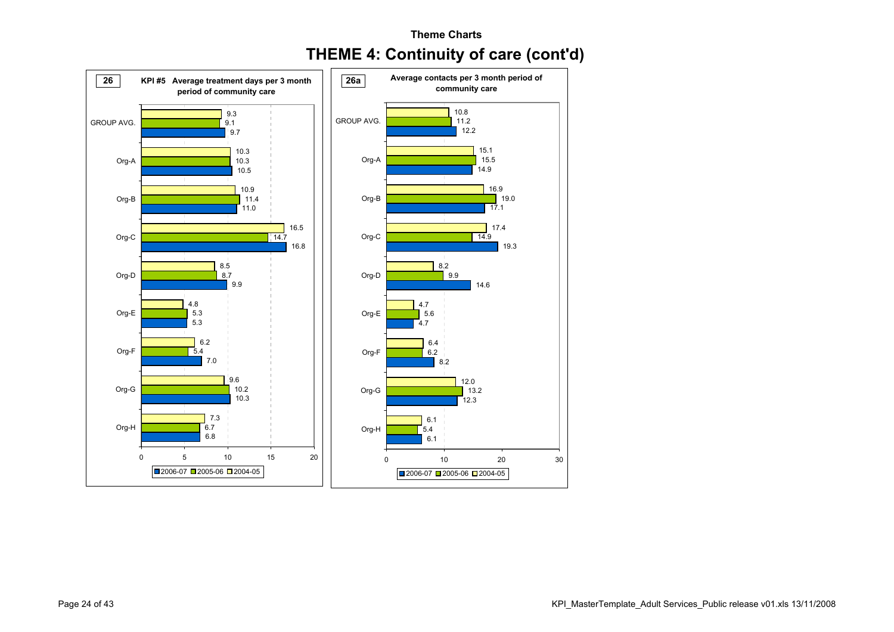Theme Charts

# THEME 4: Continuity of care (cont'd)

**26** — **KPI #5 Average treatment days per 3 month period of community care**

| | 2004-05 | 2005-06 | 2006-07 |
|---|---|---|---|
| GROUP AVG. | 9.3 | 9.1 | 9.7 |
| Org-A | 10.3 | 10.3 | 10.5 |
| Org-B | 10.9 | 11.4 | 11.0 |
| Org-C | 16.5 | 14.7 | 16.8 |
| Org-D | 8.5 | 8.7 | 9.9 |
| Org-E | 4.8 | 5.3 | 5.3 |
| Org-F | 6.2 | 5.4 | 7.0 |
| Org-G | 9.6 | 10.2 | 10.3 |
| Org-H | 7.3 | 6.7 | 6.8 |

**26a** — **Average contacts per 3 month period of community care**

| | 2004-05 | 2005-06 | 2006-07 |
|---|---|---|---|
| GROUP AVG. | 10.8 | 11.2 | 12.2 |
| Org-A | 15.1 | 15.5 | 14.9 |
| Org-B | 16.9 | 19.0 | 17.1 |
| Org-C | 17.4 | 14.9 | 19.3 |
| Org-D | 8.2 | 9.9 | 14.6 |
| Org-E | 4.7 | 5.6 | 4.7 |
| Org-F | 6.4 | 6.2 | 8.2 |
| Org-G | 12.0 | 13.2 | 12.3 |
| Org-H | 6.1 | 5.4 | 6.1 |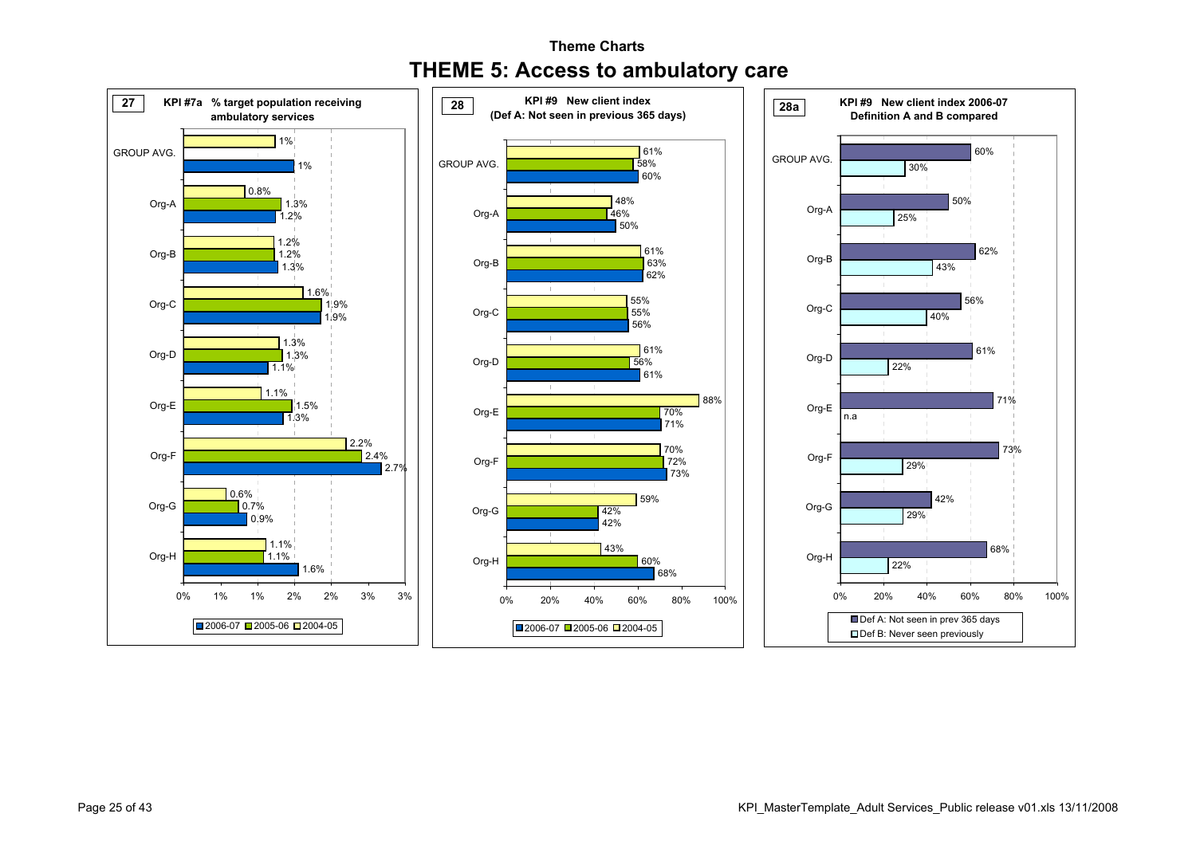Theme Charts

# THEME 5: Access to ambulatory care

## 27 KPI #7a % target population receiving ambulatory services

| | 2006-07 | 2005-06 | 2004-05 |
|---|---|---|---|
| GROUP AVG. | 1% | | 1% |
| Org-A | 1.2% | 1.3% | 0.8% |
| Org-B | 1.3% | 1.2% | 1.2% |
| Org-C | 1.9% | 1.9% | 1.6% |
| Org-D | 1.1% | 1.3% | 1.3% |
| Org-E | 1.3% | 1.5% | 1.1% |
| Org-F | 2.7% | 2.4% | 2.2% |
| Org-G | 0.9% | 0.7% | 0.6% |
| Org-H | 1.6% | 1.1% | 1.1% |

## 28 KPI #9 New client index (Def A: Not seen in previous 365 days)

| | 2006-07 | 2005-06 | 2004-05 |
|---|---|---|---|
| GROUP AVG. | 60% | 58% | 61% |
| Org-A | 50% | 46% | 48% |
| Org-B | 62% | 63% | 61% |
| Org-C | 56% | 55% | 55% |
| Org-D | 61% | 56% | 61% |
| Org-E | 71% | 70% | 88% |
| Org-F | 73% | 72% | 70% |
| Org-G | 42% | 42% | 59% |
| Org-H | 68% | 60% | 43% |

## 28a KPI #9 New client index 2006-07 Definition A and B compared

| | Def A: Not seen in prev 365 days | Def B: Never seen previously |
|---|---|---|
| GROUP AVG. | 60% | 30% |
| Org-A | 50% | 25% |
| Org-B | 62% | 43% |
| Org-C | 56% | 40% |
| Org-D | 61% | 22% |
| Org-E | 71% | n.a |
| Org-F | 73% | 29% |
| Org-G | 42% | 29% |
| Org-H | 68% | 22% |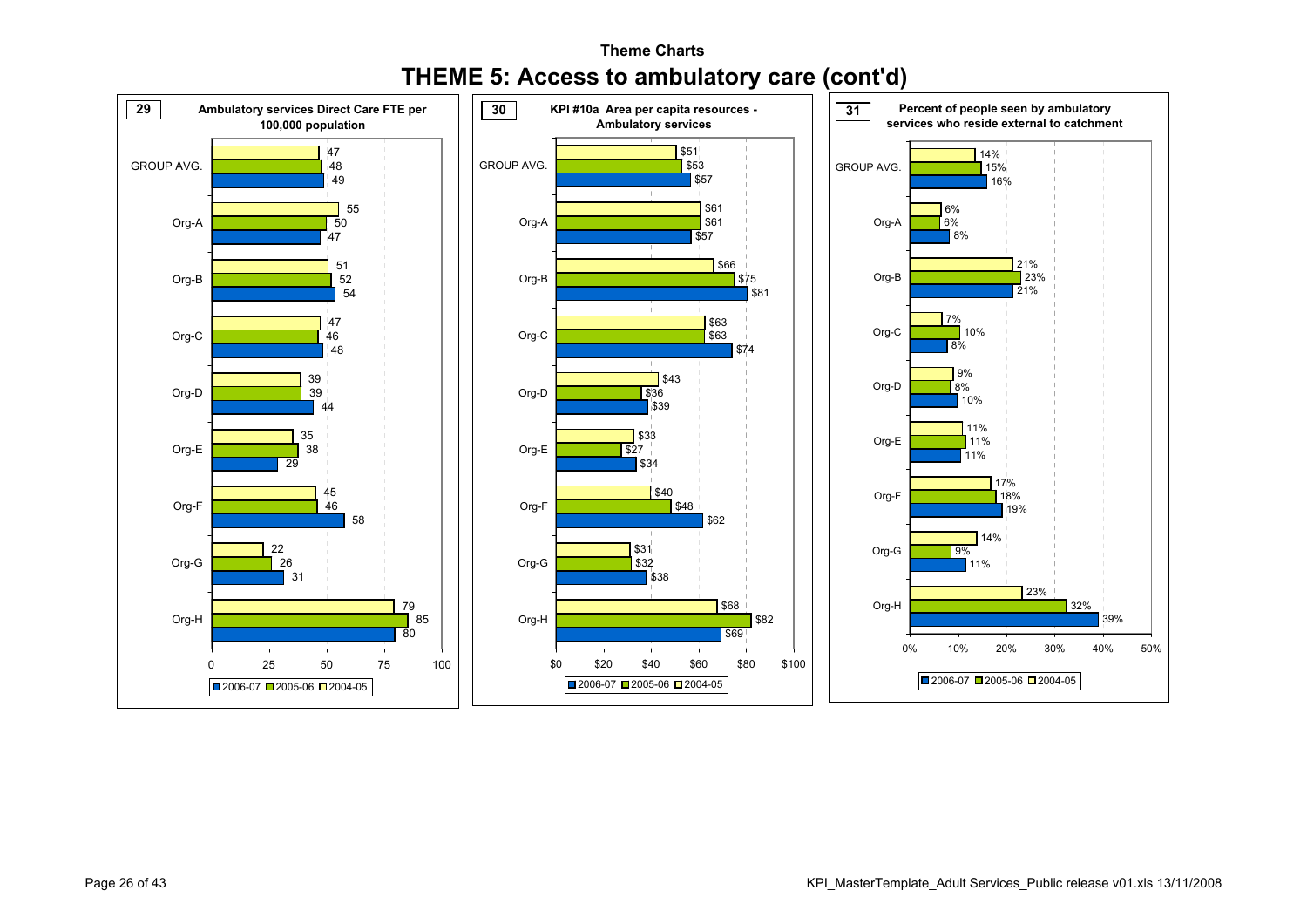## Theme Charts

# THEME 5: Access to ambulatory care (cont'd)

### 29 Ambulatory services Direct Care FTE per 100,000 population

| | 2004-05 | 2005-06 | 2006-07 |
|---|---|---|---|
| GROUP AVG. | 47 | 48 | 49 |
| Org-A | 55 | 50 | 47 |
| Org-B | 51 | 52 | 54 |
| Org-C | 47 | 46 | 48 |
| Org-D | 39 | 39 | 44 |
| Org-E | 35 | 38 | 29 |
| Org-F | 45 | 46 | 58 |
| Org-G | 22 | 26 | 31 |
| Org-H | 79 | 85 | 80 |

### 30 KPI #10a Area per capita resources - Ambulatory services

| | 2004-05 | 2005-06 | 2006-07 |
|---|---|---|---|
| GROUP AVG. | $51 | $53 | $57 |
| Org-A | $61 | $61 | $57 |
| Org-B | $66 | $75 | $81 |
| Org-C | $63 | $63 | $74 |
| Org-D | $43 | $36 | $39 |
| Org-E | $33 | $27 | $34 |
| Org-F | $40 | $48 | $62 |
| Org-G | $31 | $32 | $38 |
| Org-H | $68 | $82 | $69 |

### 31 Percent of people seen by ambulatory services who reside external to catchment

| | 2004-05 | 2005-06 | 2006-07 |
|---|---|---|---|
| GROUP AVG. | 14% | 15% | 16% |
| Org-A | 6% | 6% | 8% |
| Org-B | 21% | 23% | 21% |
| Org-C | 7% | 10% | 8% |
| Org-D | 9% | 8% | 10% |
| Org-E | 11% | 11% | 11% |
| Org-F | 17% | 18% | 19% |
| Org-G | 14% | 9% | 11% |
| Org-H | 23% | 32% | 39% |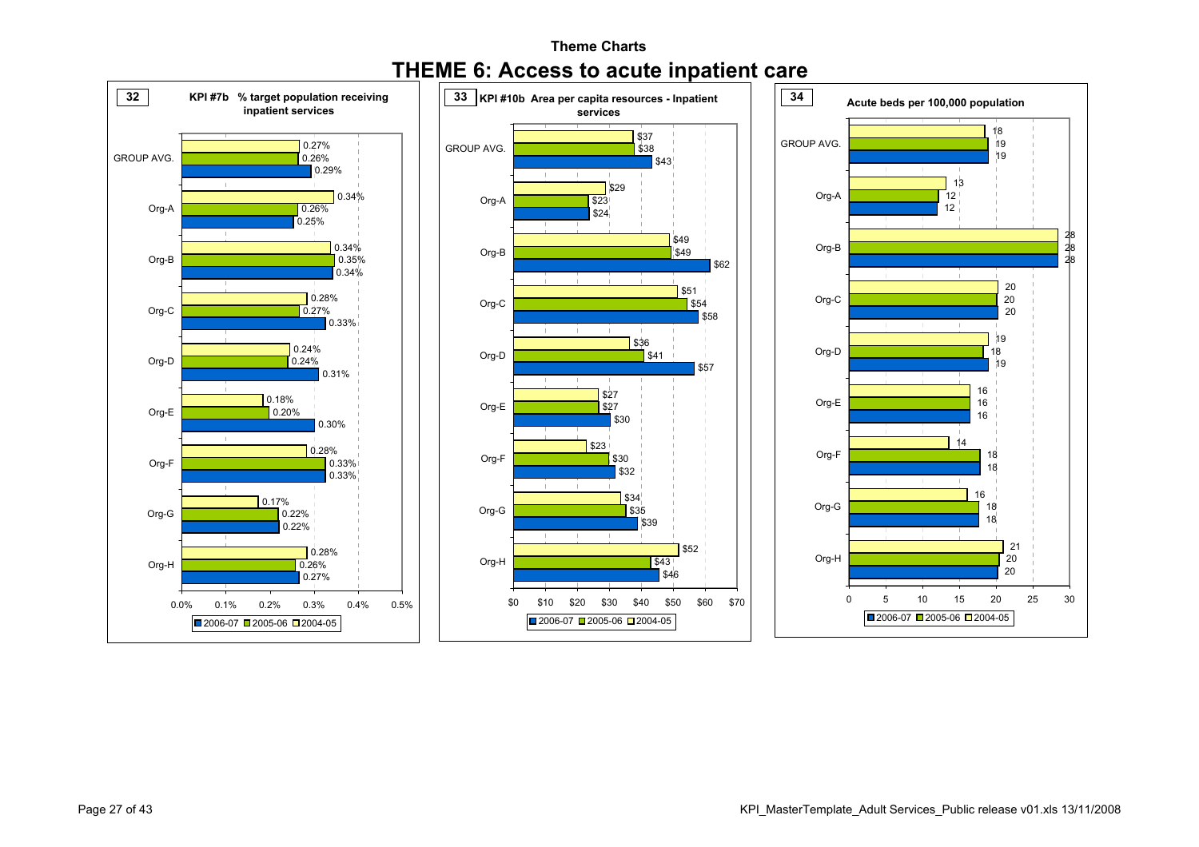## Theme Charts

# THEME 6: Access to acute inpatient care

### 32 — KPI #7b % target population receiving inpatient services

| | 2006-07 | 2005-06 | 2004-05 |
|---|---|---|---|
| GROUP AVG. | 0.29% | 0.26% | 0.27% |
| Org-A | 0.25% | 0.26% | 0.34% |
| Org-B | 0.34% | 0.35% | 0.34% |
| Org-C | 0.33% | 0.27% | 0.28% |
| Org-D | 0.31% | 0.24% | 0.24% |
| Org-E | 0.30% | 0.20% | 0.18% |
| Org-F | 0.33% | 0.33% | 0.28% |
| Org-G | 0.22% | 0.22% | 0.17% |
| Org-H | 0.27% | 0.26% | 0.28% |

### 33 — KPI #10b Area per capita resources - Inpatient services

| | 2006-07 | 2005-06 | 2004-05 |
|---|---|---|---|
| GROUP AVG. | $43 | $38 | $37 |
| Org-A | $24 | $23 | $29 |
| Org-B | $62 | $49 | $49 |
| Org-C | $58 | $54 | $51 |
| Org-D | $57 | $41 | $36 |
| Org-E | $30 | $27 | $27 |
| Org-F | $32 | $30 | $23 |
| Org-G | $39 | $35 | $34 |
| Org-H | $46 | $43 | $52 |

### 34 — Acute beds per 100,000 population

| | 2006-07 | 2005-06 | 2004-05 |
|---|---|---|---|
| GROUP AVG. | 19 | 19 | 18 |
| Org-A | 12 | 12 | 13 |
| Org-B | 28 | 28 | 28 |
| Org-C | 20 | 20 | 20 |
| Org-D | 19 | 18 | 19 |
| Org-E | 16 | 16 | 16 |
| Org-F | 18 | 18 | 14 |
| Org-G | 18 | 18 | 16 |
| Org-H | 20 | 20 | 21 |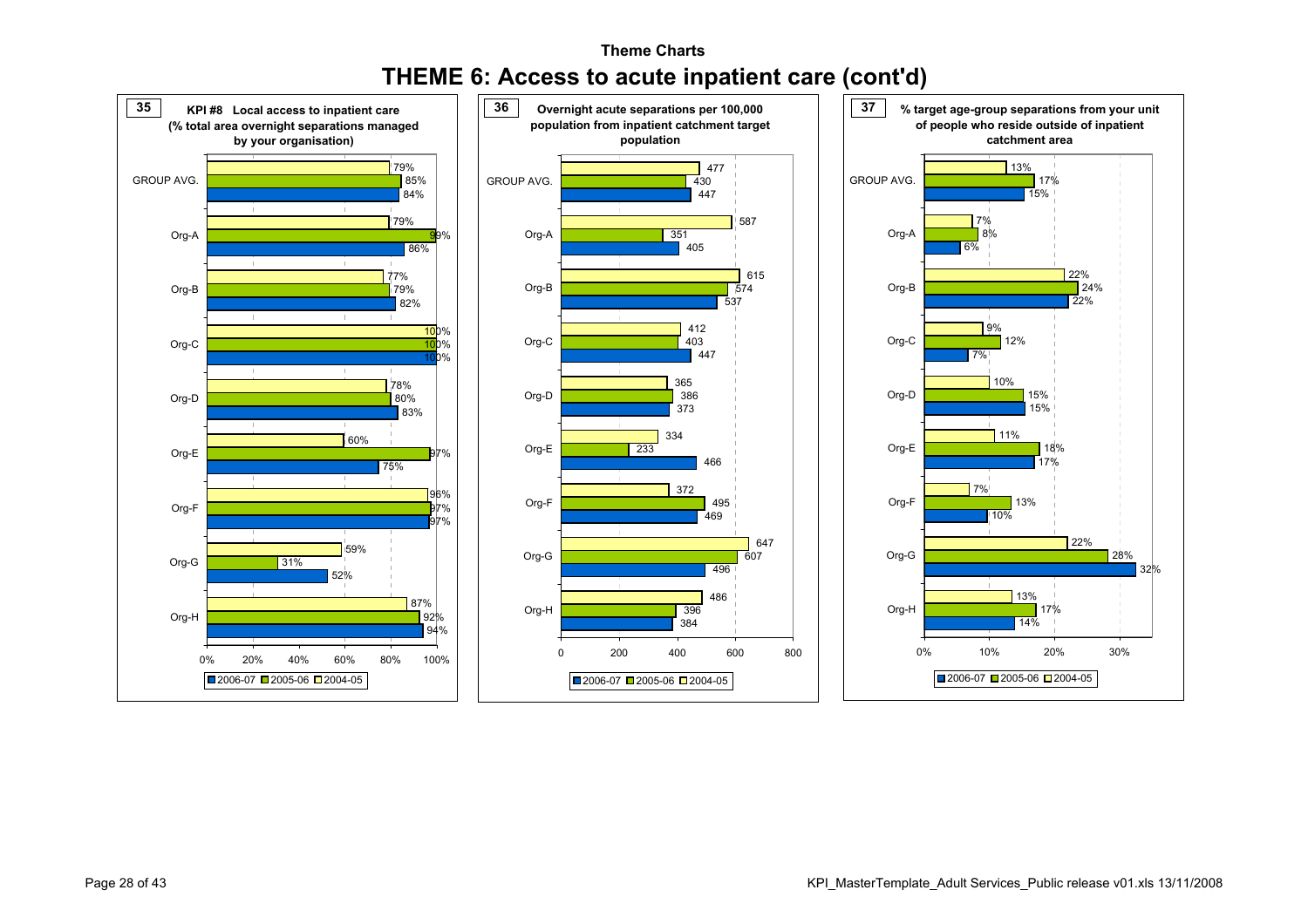## Theme Charts

# THEME 6: Access to acute inpatient care (cont'd)

### 35 — KPI #8 Local access to inpatient care (% total area overnight separations managed by your organisation)

| | 2006-07 | 2005-06 | 2004-05 |
|---|---|---|---|
| GROUP AVG. | 84% | 85% | 79% |
| Org-A | 86% | 99% | 79% |
| Org-B | 82% | 79% | 77% |
| Org-C | 100% | 100% | 100% |
| Org-D | 83% | 80% | 78% |
| Org-E | 75% | 97% | 60% |
| Org-F | 97% | 97% | 96% |
| Org-G | 52% | 31% | 59% |
| Org-H | 94% | 92% | 87% |

### 36 — Overnight acute separations per 100,000 population from inpatient catchment target population

| | 2006-07 | 2005-06 | 2004-05 |
|---|---|---|---|
| GROUP AVG. | 447 | 430 | 477 |
| Org-A | 405 | 351 | 587 |
| Org-B | 537 | 574 | 615 |
| Org-C | 447 | 403 | 412 |
| Org-D | 373 | 386 | 365 |
| Org-E | 466 | 233 | 334 |
| Org-F | 469 | 495 | 372 |
| Org-G | 496 | 607 | 647 |
| Org-H | 384 | 396 | 486 |

### 37 — % target age-group separations from your unit of people who reside outside of inpatient catchment area

| | 2006-07 | 2005-06 | 2004-05 |
|---|---|---|---|
| GROUP AVG. | 15% | 17% | 13% |
| Org-A | 6% | 8% | 7% |
| Org-B | 22% | 24% | 22% |
| Org-C | 7% | 12% | 9% |
| Org-D | 15% | 15% | 10% |
| Org-E | 17% | 18% | 11% |
| Org-F | 10% | 13% | 7% |
| Org-G | 32% | 28% | 22% |
| Org-H | 14% | 17% | 13% |

KPI_MasterTemplate_Adult Services_Public release v01.xls 13/11/2008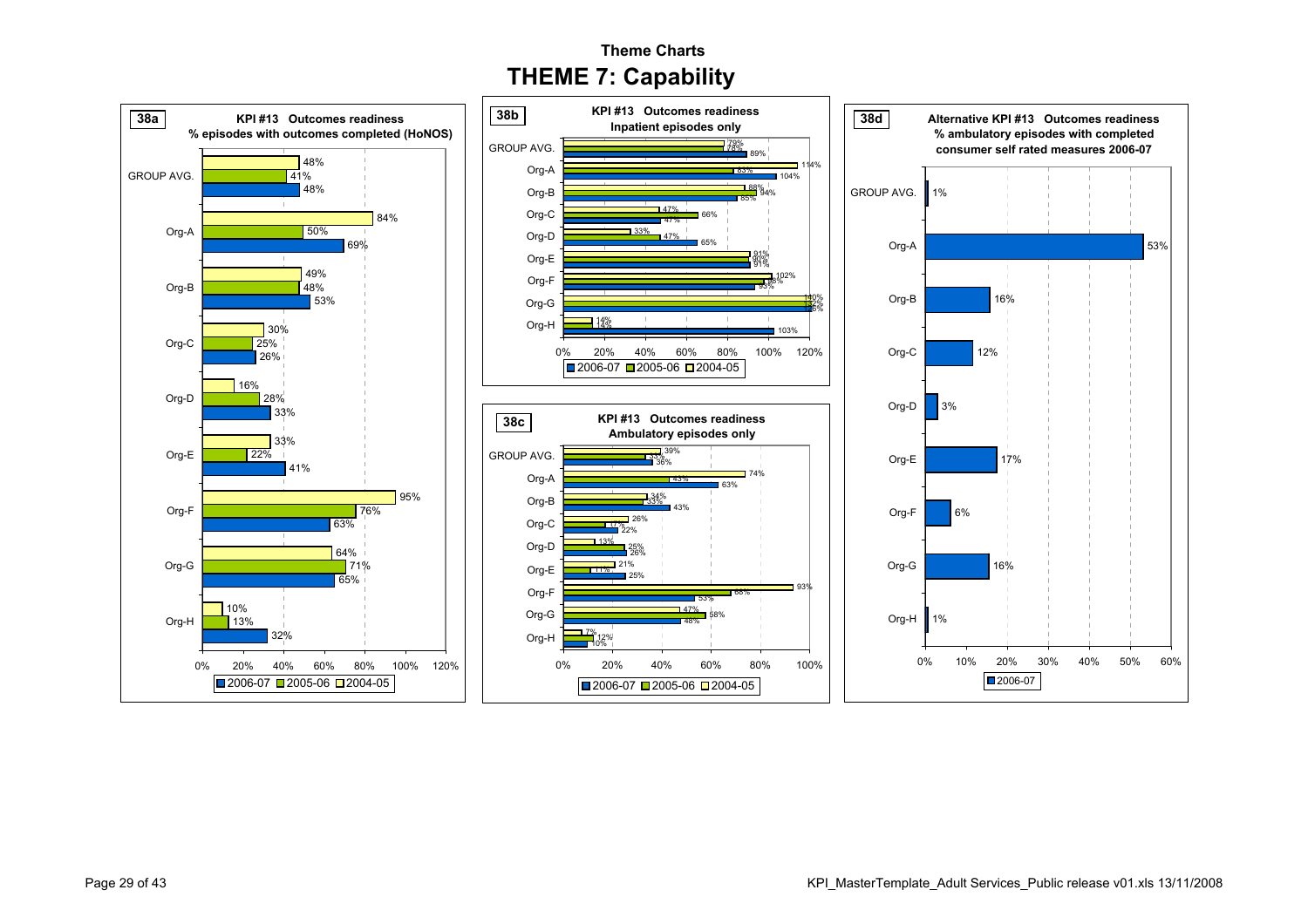Theme Charts

# THEME 7: Capability

**38a**

**KPI #13 Outcomes readiness**
**% episodes with outcomes completed (HoNOS)**

| | 2006-07 | 2005-06 | 2004-05 |
|---|---|---|---|
| GROUP AVG. | 48% | 41% | 48% |
| Org-A | 69% | 50% | 84% |
| Org-B | 53% | 48% | 49% |
| Org-C | 26% | 25% | 30% |
| Org-D | 33% | 28% | 16% |
| Org-E | 41% | 22% | 33% |
| Org-F | 63% | 76% | 95% |
| Org-G | 65% | 71% | 64% |
| Org-H | 32% | 13% | 10% |

**38b**

**KPI #13 Outcomes readiness**
**Inpatient episodes only**

| | 2006-07 | 2005-06 | 2004-05 |
|---|---|---|---|
| GROUP AVG. | 89% | 78% | 79% |
| Org-A | 104% | 83% | 114% |
| Org-B | 85% | 94% | 88% |
| Org-C | 47% | 66% | 47% |
| Org-D | 65% | 47% | 33% |
| Org-E | 91% | 90% | 91% |
| Org-F | 93% | 98% | 102% |
| Org-G | 125% | 132% | 140% |
| Org-H | 103% | 14% | 14% |

**38c**

**KPI #13 Outcomes readiness**
**Ambulatory episodes only**

| | 2006-07 | 2005-06 | 2004-05 |
|---|---|---|---|
| GROUP AVG. | 36% | 33% | 39% |
| Org-A | 63% | 43% | 74% |
| Org-B | 43% | 33% | 34% |
| Org-C | 22% | 17% | 26% |
| Org-D | 26% | 25% | 13% |
| Org-E | 25% | 11% | 21% |
| Org-F | 53% | 68% | 93% |
| Org-G | 48% | 58% | 47% |
| Org-H | 10% | 12% | 7% |

**38d**

**Alternative KPI #13 Outcomes readiness**
**% ambulatory episodes with completed consumer self rated measures 2006-07**

| | 2006-07 |
|---|---|
| GROUP AVG. | 1% |
| Org-A | 53% |
| Org-B | 16% |
| Org-C | 12% |
| Org-D | 3% |
| Org-E | 17% |
| Org-F | 6% |
| Org-G | 16% |
| Org-H | 1% |

KPI_MasterTemplate_Adult Services_Public release v01.xls 13/11/2008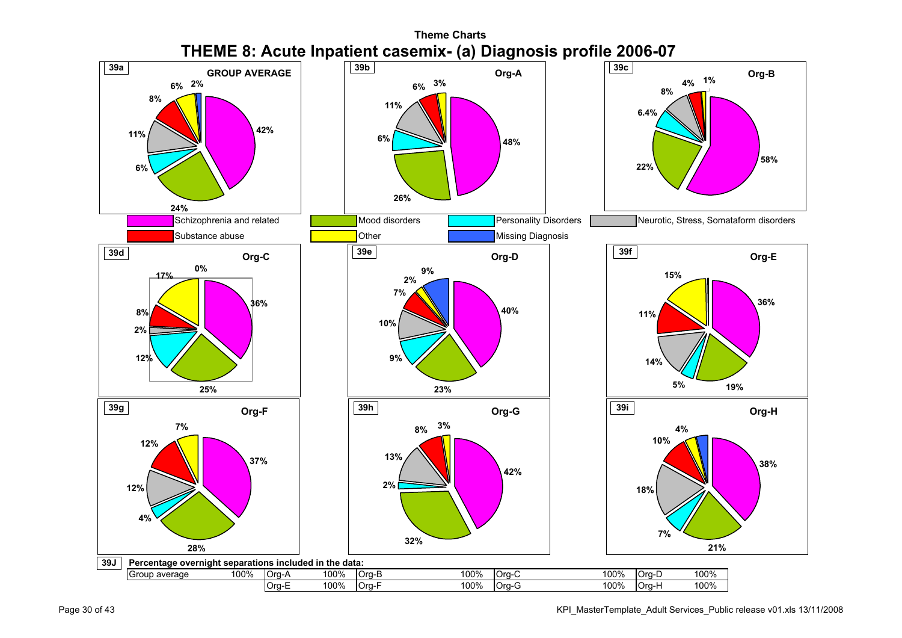Theme Charts

# THEME 8: Acute Inpatient casemix- (a) Diagnosis profile 2006-07

**39a** GROUP AVERAGE

42%, 24%, 6%, 11%, 8%, 6%, 2%

**39b** Org-A

48%, 26%, 6%, 11%, 6%, 3%

**39c** Org-B

58%, 22%, 6.4%, 8%, 4%, 1%

Legend: Schizophrenia and related; Mood disorders; Personality Disorders; Neurotic, Stress, Somataform disorders; Substance abuse; Other; Missing Diagnosis

**39d** Org-C

36%, 25%, 12%, 2%, 8%, 17%, 0%

**39e** Org-D

40%, 23%, 9%, 10%, 7%, 2%, 9%

**39f** Org-E

36%, 19%, 5%, 14%, 11%, 15%

**39g** Org-F

37%, 28%, 4%, 12%, 12%, 7%

**39h** Org-G

42%, 32%, 2%, 13%, 8%, 3%

**39i** Org-H

38%, 21%, 7%, 18%, 10%, 4%

**39J** **Percentage overnight separations included in the data:**

| | | | | | | | | | |
|---|---|---|---|---|---|---|---|---|---|
| Group average | 100% | Org-A | 100% | Org-B | 100% | Org-C | 100% | Org-D | 100% |
| | | Org-E | 100% | Org-F | 100% | Org-G | 100% | Org-H | 100% |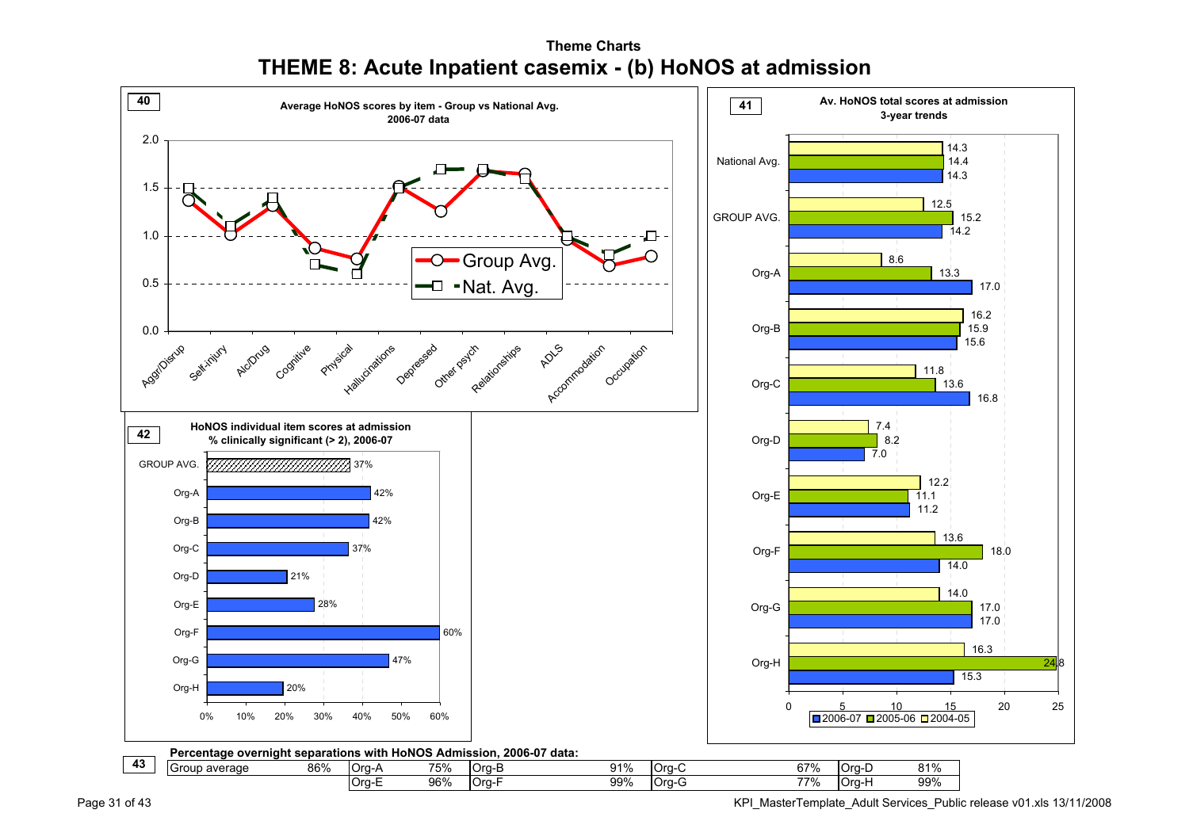Theme Charts

# THEME 8: Acute Inpatient casemix - (b) HoNOS at admission

**40**

**Average HoNOS scores by item - Group vs National Avg. 2006-07 data**

Legend: Group Avg., Nat. Avg.

Items: Aggr/Disrup, Self-injury, Alc/Drug, Cognitive, Physical, Hallucinations, Depressed, Other psych, Relationships, ADLS, Accommodation, Occupation

**41**

**Av. HoNOS total scores at admission 3-year trends**

| | 2004-05 | 2005-06 | 2006-07 |
|---|---|---|---|
| National Avg. | 14.3 | 14.4 | 14.3 |
| GROUP AVG. | 12.5 | 15.2 | 14.2 |
| Org-A | 8.6 | 13.3 | 17.0 |
| Org-B | 16.2 | 15.9 | 15.6 |
| Org-C | 11.8 | 13.6 | 16.8 |
| Org-D | 7.4 | 8.2 | 7.0 |
| Org-E | 12.2 | 11.1 | 11.2 |
| Org-F | 13.6 | 18.0 | 14.0 |
| Org-G | 14.0 | 17.0 | 17.0 |
| Org-H | 16.3 | 24.8 | 15.3 |

**42**

**HoNOS individual item scores at admission % clinically significant (> 2), 2006-07**

| | % |
|---|---|
| GROUP AVG. | 37% |
| Org-A | 42% |
| Org-B | 42% |
| Org-C | 37% |
| Org-D | 21% |
| Org-E | 28% |
| Org-F | 60% |
| Org-G | 47% |
| Org-H | 20% |

**43**

**Percentage overnight separations with HoNOS Admission, 2006-07 data:**

| Group average | 86% | Org-A | 75% | Org-B | 91% | Org-C | 67% | Org-D | 81% |
|---|---|---|---|---|---|---|---|---|---|
| | | Org-E | 96% | Org-F | 99% | Org-G | 77% | Org-H | 99% |

KPI_MasterTemplate_Adult Services_Public release v01.xls 13/11/2008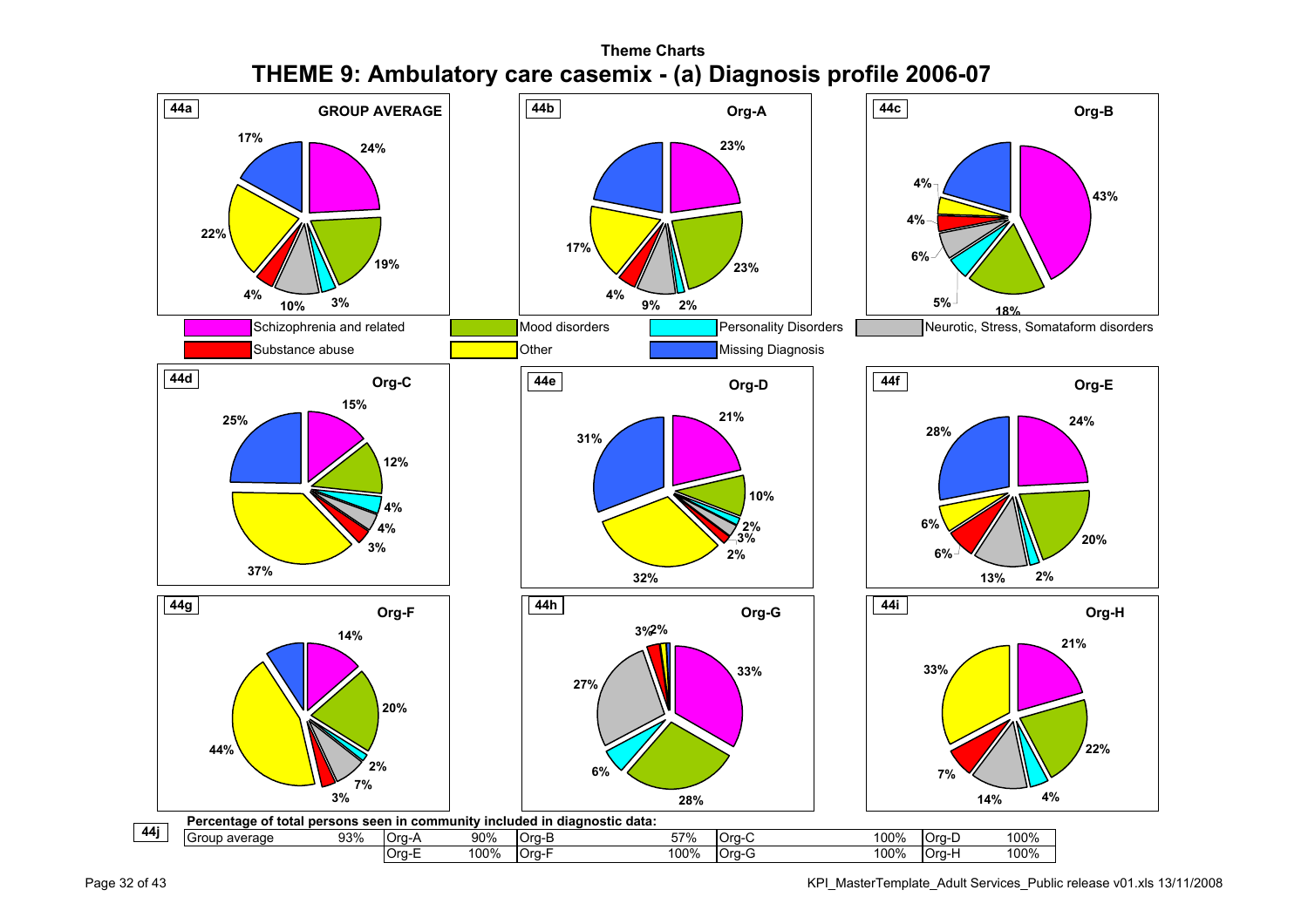Theme Charts

# THEME 9: Ambulatory care casemix - (a) Diagnosis profile 2006-07

**44a** GROUP AVERAGE

17% 24% 22% 19% 4% 10% 3%

**44b** Org-A

23% 17% 23% 4% 9% 2%

**44c** Org-B

4% 43% 4% 6% 5% 18%

Legend: Schizophrenia and related; Mood disorders; Personality Disorders; Neurotic, Stress, Somataform disorders; Substance abuse; Other; Missing Diagnosis

**44d** Org-C

15% 25% 12% 4% 4% 3% 37%

**44e** Org-D

21% 31% 10% 2% 3% 2% 32%

**44f** Org-E

24% 28% 6% 20% 6% 13% 2%

**44g** Org-F

14% 20% 44% 2% 7% 3%

**44h** Org-G

3% 2% 33% 27% 6% 28%

**44i** Org-H

21% 33% 22% 7% 14% 4%

**44j** Percentage of total persons seen in community included in diagnostic data:

| Group average | 93% | Org-A | 90% | Org-B | 57% | Org-C | 100% | Org-D | 100% |
|---|---|---|---|---|---|---|---|---|---|
| | | Org-E | 100% | Org-F | 100% | Org-G | 100% | Org-H | 100% |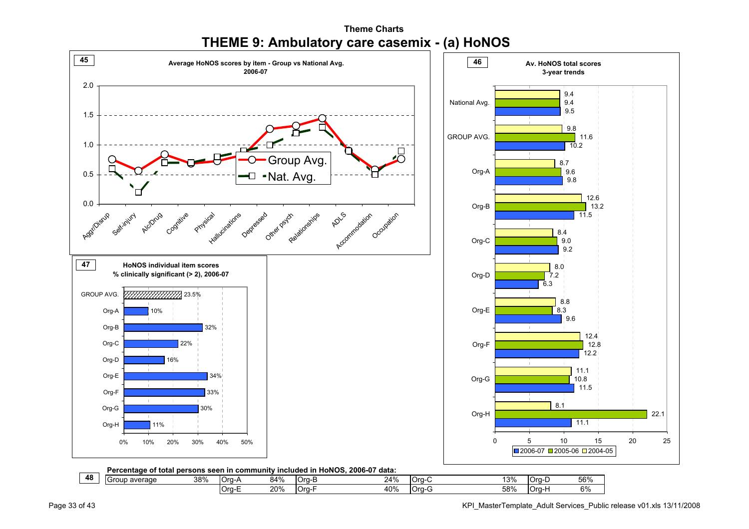Theme Charts

# THEME 9: Ambulatory care casemix - (a) HoNOS

**45** Average HoNOS scores by item - Group vs National Avg. 2006-07

**46** Av. HoNOS total scores 3-year trends

| | 2006-07 | 2005-06 | 2004-05 |
|---|---|---|---|
| National Avg. | 9.5 | 9.4 | 9.4 |
| GROUP AVG. | 10.2 | 11.6 | 9.8 |
| Org-A | 9.8 | 9.6 | 8.7 |
| Org-B | 11.5 | 13.2 | 12.6 |
| Org-C | 9.2 | 9.0 | 8.4 |
| Org-D | 6.3 | 7.2 | 8.0 |
| Org-E | 9.6 | 8.3 | 8.8 |
| Org-F | 12.2 | 12.8 | 12.4 |
| Org-G | 11.5 | 10.8 | 11.1 |
| Org-H | 11.1 | 22.1 | 8.1 |

**47** HoNOS individual item scores % clinically significant (> 2), 2006-07

| | % |
|---|---|
| GROUP AVG. | 23.5% |
| Org-A | 10% |
| Org-B | 32% |
| Org-C | 22% |
| Org-D | 16% |
| Org-E | 34% |
| Org-F | 33% |
| Org-G | 30% |
| Org-H | 11% |

**48** Percentage of total persons seen in community included in HoNOS, 2006-07 data:

| Group average | 38% | Org-A | 84% | Org-B | 24% | Org-C | 13% | Org-D | 56% |
|---|---|---|---|---|---|---|---|---|---|
| | | Org-E | 20% | Org-F | 40% | Org-G | 58% | Org-H | 6% |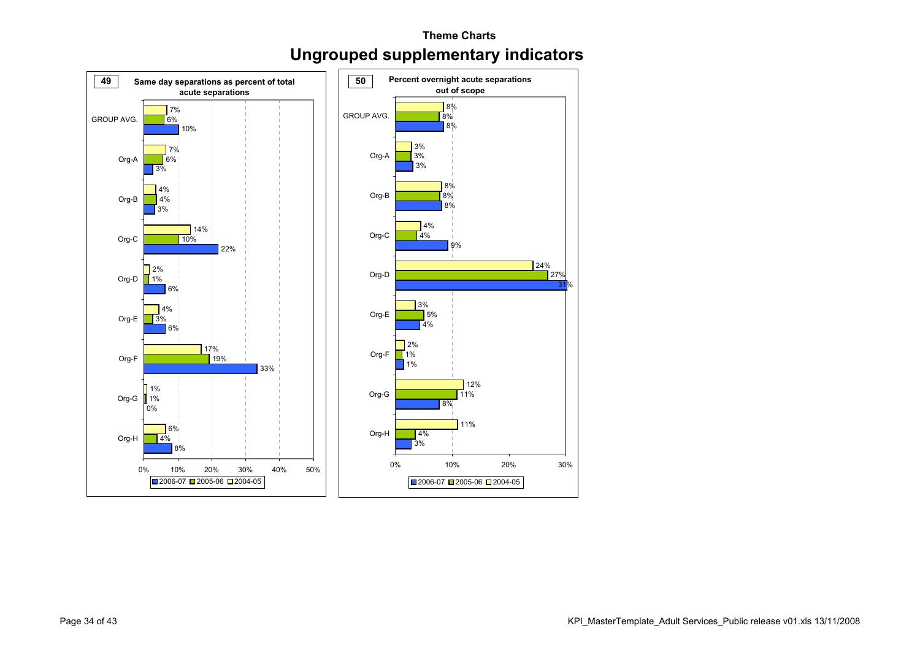## Theme Charts

# Ungrouped supplementary indicators

### 49 Same day separations as percent of total acute separations

| | 2004-05 | 2005-06 | 2006-07 |
|---|---|---|---|
| GROUP AVG. | 7% | 6% | 10% |
| Org-A | 7% | 6% | 3% |
| Org-B | 4% | 4% | 3% |
| Org-C | 14% | 10% | 22% |
| Org-D | 2% | 1% | 6% |
| Org-E | 4% | 3% | 6% |
| Org-F | 17% | 19% | 33% |
| Org-G | 1% | 1% | 0% |
| Org-H | 6% | 4% | 8% |

### 50 Percent overnight acute separations out of scope

| | 2004-05 | 2005-06 | 2006-07 |
|---|---|---|---|
| GROUP AVG. | 8% | 8% | 8% |
| Org-A | 3% | 3% | 3% |
| Org-B | 8% | 8% | 8% |
| Org-C | 4% | 4% | 9% |
| Org-D | 24% | 27% | 31% |
| Org-E | 3% | 5% | 4% |
| Org-F | 2% | 1% | 1% |
| Org-G | 12% | 11% | 8% |
| Org-H | 11% | 4% | 3% |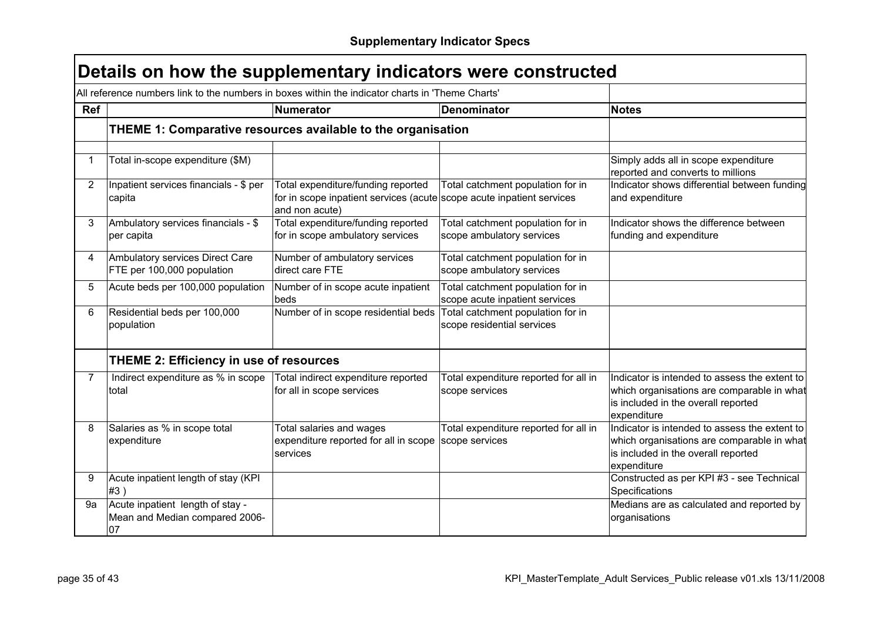**Supplementary Indicator Specs**

## Details on how the supplementary indicators were constructed

All reference numbers link to the numbers in boxes within the indicator charts in 'Theme Charts'

| Ref | | Numerator | Denominator | Notes |
|---|---|---|---|---|
| | **THEME 1: Comparative resources available to the organisation** | | | |
| | | | | |
| 1 | Total in-scope expenditure ($M) | | | Simply adds all in scope expenditure reported and converts to millions |
| 2 | Inpatient services financials - $ per capita | Total expenditure/funding reported for in scope inpatient services (acute and non acute) | Total catchment population for in scope acute inpatient services | Indicator shows differential between funding and expenditure |
| 3 | Ambulatory services financials - $ per capita | Total expenditure/funding reported for in scope ambulatory services | Total catchment population for in scope ambulatory services | Indicator shows the difference between funding and expenditure |
| 4 | Ambulatory services Direct Care FTE per 100,000 population | Number of ambulatory services direct care FTE | Total catchment population for in scope ambulatory services | |
| 5 | Acute beds per 100,000 population | Number of in scope acute inpatient beds | Total catchment population for in scope acute inpatient services | |
| 6 | Residential beds per 100,000 population | Number of in scope residential beds | Total catchment population for in scope residential services | |
| | **THEME 2: Efficiency in use of resources** | | | |
| 7 | Indirect expenditure as % in scope total | Total indirect expenditure reported for all in scope services | Total expenditure reported for all in scope services | Indicator is intended to assess the extent to which organisations are comparable in what is included in the overall reported expenditure |
| 8 | Salaries as % in scope total expenditure | Total salaries and wages expenditure reported for all in scope services | Total expenditure reported for all in scope services | Indicator is intended to assess the extent to which organisations are comparable in what is included in the overall reported expenditure |
| 9 | Acute inpatient length of stay (KPI #3 ) | | | Constructed as per KPI #3 - see Technical Specifications |
| 9a | Acute inpatient length of stay - Mean and Median compared 2006-07 | | | Medians are as calculated and reported by organisations |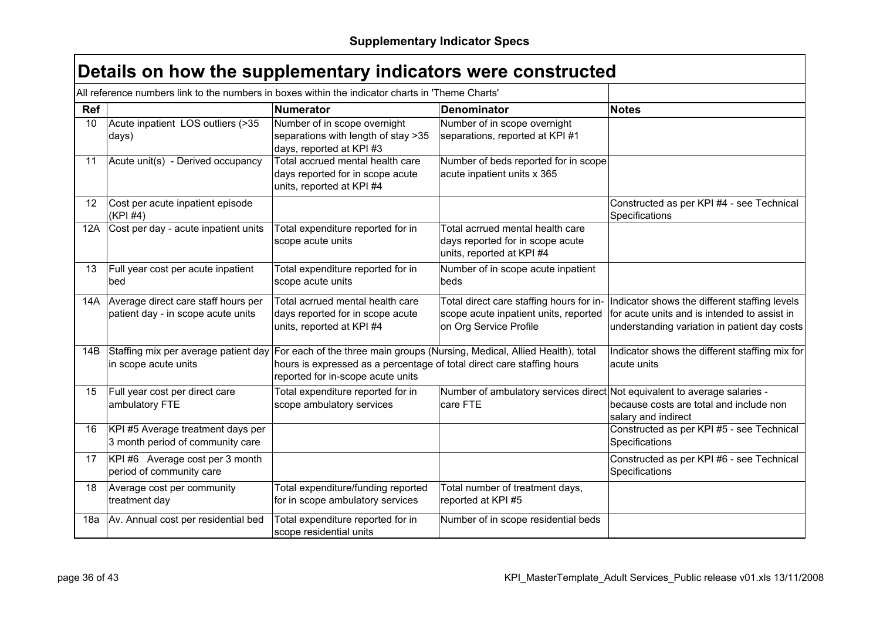## Supplementary Indicator Specs

# Details on how the supplementary indicators were constructed

All reference numbers link to the numbers in boxes within the indicator charts in 'Theme Charts'

| Ref | | Numerator | Denominator | Notes |
|---|---|---|---|---|
| 10 | Acute inpatient LOS outliers (>35 days) | Number of in scope overnight separations with length of stay >35 days, reported at KPI #3 | Number of in scope overnight separations, reported at KPI #1 | |
| 11 | Acute unit(s) - Derived occupancy | Total accrued mental health care days reported for in scope acute units, reported at KPI #4 | Number of beds reported for in scope acute inpatient units x 365 | |
| 12 | Cost per acute inpatient episode (KPI #4) | | | Constructed as per KPI #4 - see Technical Specifications |
| 12A | Cost per day - acute inpatient units | Total expenditure reported for in scope acute units | Total acrrued mental health care days reported for in scope acute units, reported at KPI #4 | |
| 13 | Full year cost per acute inpatient bed | Total expenditure reported for in scope acute units | Number of in scope acute inpatient beds | |
| 14A | Average direct care staff hours per patient day - in scope acute units | Total acrrued mental health care days reported for in scope acute units, reported at KPI #4 | Total direct care staffing hours for in-scope acute inpatient units, reported on Org Service Profile | Indicator shows the different staffing levels for acute units and is intended to assist in understanding variation in patient day costs |
| 14B | Staffing mix per average patient day in scope acute units | For each of the three main groups (Nursing, Medical, Allied Health), total hours is expressed as a percentage of total direct care staffing hours reported for in-scope acute units | | Indicator shows the different staffing mix for acute units |
| 15 | Full year cost per direct care ambulatory FTE | Total expenditure reported for in scope ambulatory services | Number of ambulatory services direct care FTE | Not equivalent to average salaries - because costs are total and include non salary and indirect |
| 16 | KPI #5 Average treatment days per 3 month period of community care | | | Constructed as per KPI #5 - see Technical Specifications |
| 17 | KPI #6 Average cost per 3 month period of community care | | | Constructed as per KPI #6 - see Technical Specifications |
| 18 | Average cost per community treatment day | Total expenditure/funding reported for in scope ambulatory services | Total number of treatment days, reported at KPI #5 | |
| 18a | Av. Annual cost per residential bed | Total expenditure reported for in scope residential units | Number of in scope residential beds | |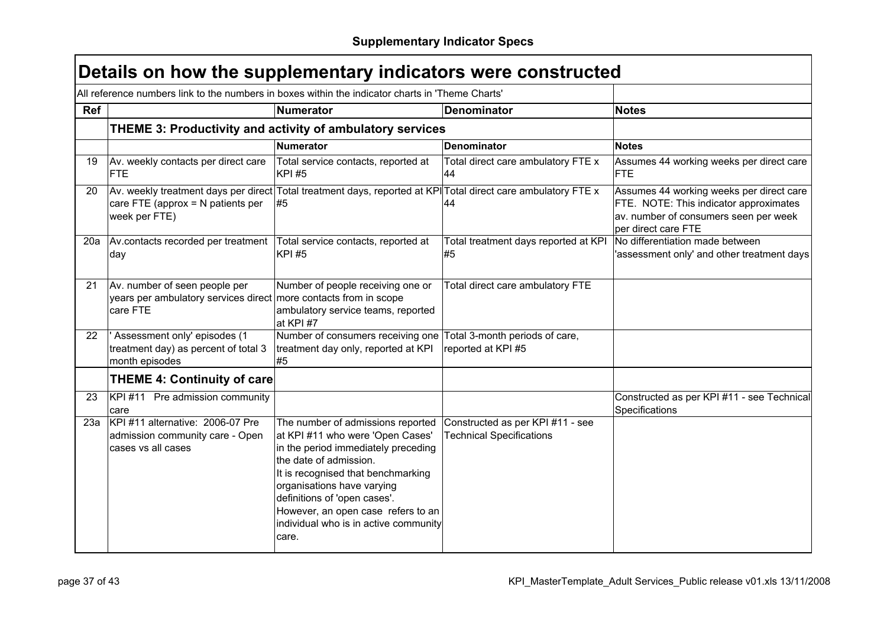# Supplementary Indicator Specs

## Details on how the supplementary indicators were constructed

All reference numbers link to the numbers in boxes within the indicator charts in 'Theme Charts'

| Ref | | Numerator | Denominator | Notes |
|---|---|---|---|---|
| | **THEME 3: Productivity and activity of ambulatory services** | | | |
| | | **Numerator** | **Denominator** | **Notes** |
| 19 | Av. weekly contacts per direct care FTE | Total service contacts, reported at KPI #5 | Total direct care ambulatory FTE x 44 | Assumes 44 working weeks per direct care FTE |
| 20 | Av. weekly treatment days per direct care FTE (approx = N patients per week per FTE) | Total treatment days, reported at KPI #5 | Total direct care ambulatory FTE x 44 | Assumes 44 working weeks per direct care FTE. NOTE: This indicator approximates av. number of consumers seen per week per direct care FTE |
| 20a | Av.contacts recorded per treatment day | Total service contacts, reported at KPI #5 | Total treatment days reported at KPI #5 | No differentiation made between 'assessment only' and other treatment days |
| 21 | Av. number of seen people per years per ambulatory services direct care FTE | Number of people receiving one or more contacts from in scope ambulatory service teams, reported at KPI #7 | Total direct care ambulatory FTE | |
| 22 | ' Assessment only' episodes (1 treatment day) as percent of total 3 month episodes | Number of consumers receiving one treatment day only, reported at KPI #5 | Total 3-month periods of care, reported at KPI #5 | |
| | **THEME 4: Continuity of care** | | | |
| 23 | KPI #11 Pre admission community care | | | Constructed as per KPI #11 - see Technical Specifications |
| 23a | KPI #11 alternative: 2006-07 Pre admission community care - Open cases vs all cases | The number of admissions reported at KPI #11 who were 'Open Cases' in the period immediately preceding the date of admission. It is recognised that benchmarking organisations have varying definitions of 'open cases'. However, an open case refers to an individual who is in active community care. | Constructed as per KPI #11 - see Technical Specifications | |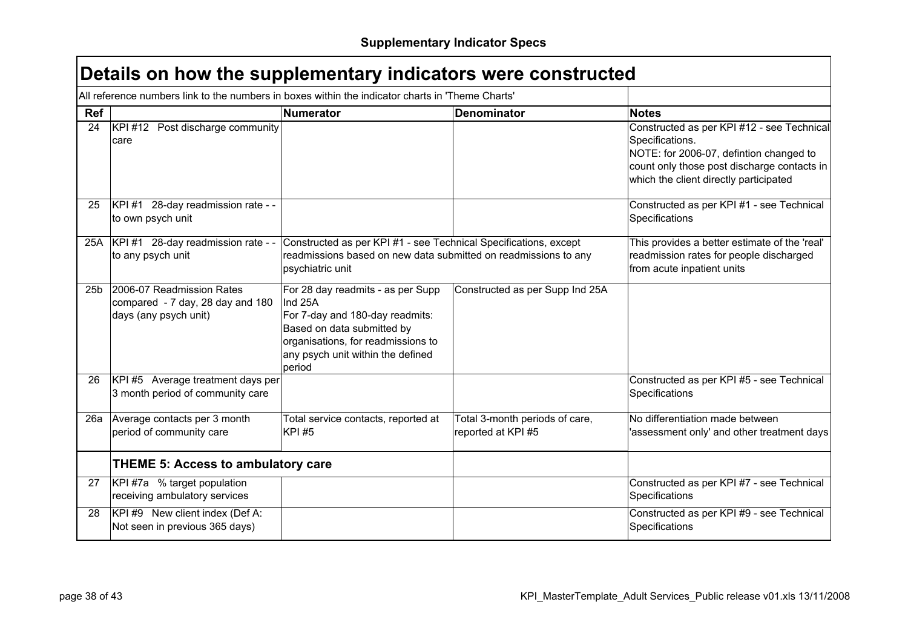## Supplementary Indicator Specs

# Details on how the supplementary indicators were constructed

All reference numbers link to the numbers in boxes within the indicator charts in 'Theme Charts'

| Ref | | Numerator | Denominator | Notes |
|---|---|---|---|---|
| 24 | KPI #12 Post discharge community care | | | Constructed as per KPI #12 - see Technical Specifications.<br>NOTE: for 2006-07, defintion changed to count only those post discharge contacts in which the client directly participated |
| 25 | KPI #1 28-day readmission rate - - to own psych unit | | | Constructed as per KPI #1 - see Technical Specifications |
| 25A | KPI #1 28-day readmission rate - - to any psych unit | Constructed as per KPI #1 - see Technical Specifications, except readmissions based on new data submitted on readmissions to any psychiatric unit | | This provides a better estimate of the 'real' readmission rates for people discharged from acute inpatient units |
| 25b | 2006-07 Readmission Rates compared - 7 day, 28 day and 180 days (any psych unit) | For 28 day readmits - as per Supp Ind 25A<br>For 7-day and 180-day readmits: Based on data submitted by organisations, for readmissions to any psych unit within the defined period | Constructed as per Supp Ind 25A | |
| 26 | KPI #5 Average treatment days per 3 month period of community care | | | Constructed as per KPI #5 - see Technical Specifications |
| 26a | Average contacts per 3 month period of community care | Total service contacts, reported at KPI #5 | Total 3-month periods of care, reported at KPI #5 | No differentiation made between 'assessment only' and other treatment days |
| | **THEME 5: Access to ambulatory care** | | | |
| 27 | KPI #7a % target population receiving ambulatory services | | | Constructed as per KPI #7 - see Technical Specifications |
| 28 | KPI #9 New client index (Def A: Not seen in previous 365 days) | | | Constructed as per KPI #9 - see Technical Specifications |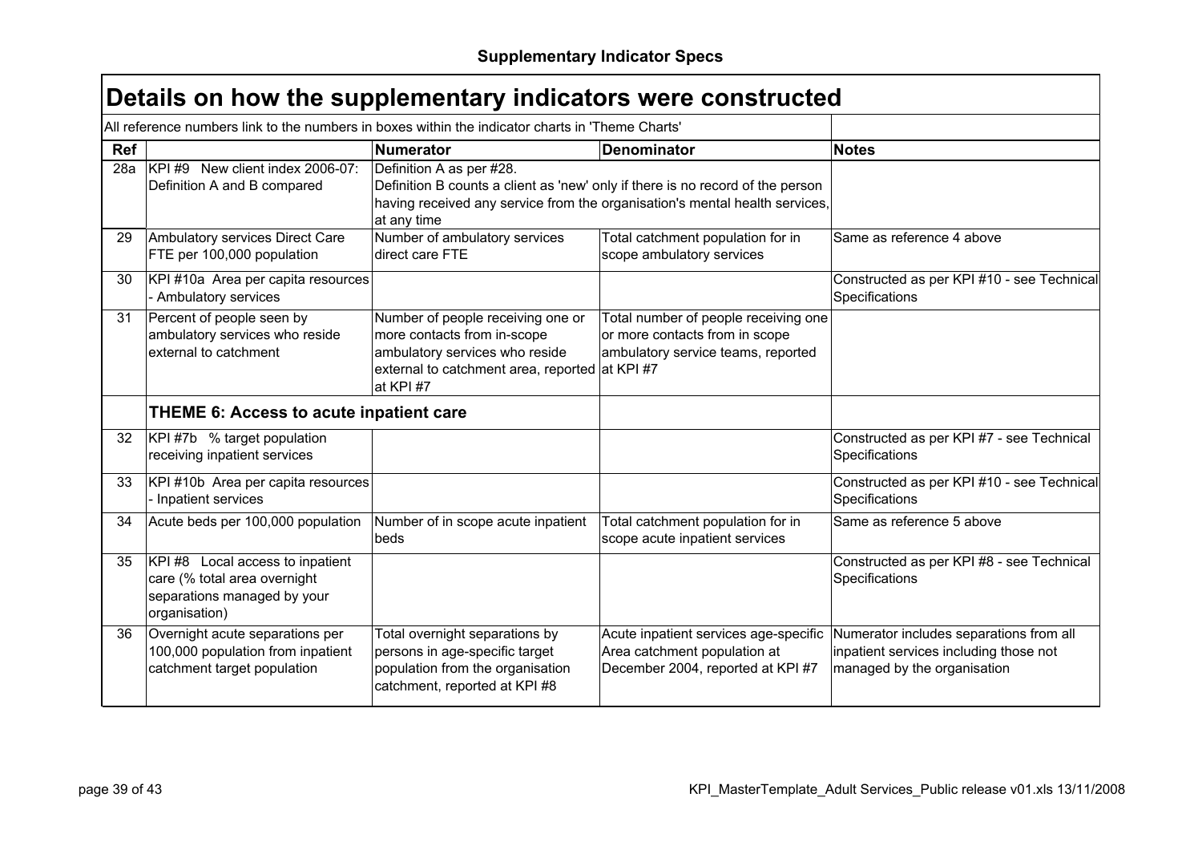**Supplementary Indicator Specs**

# Details on how the supplementary indicators were constructed

All reference numbers link to the numbers in boxes within the indicator charts in 'Theme Charts'

| Ref | | Numerator | Denominator | Notes |
|---|---|---|---|---|
| 28a | KPI #9 New client index 2006-07: Definition A and B compared | Definition A as per #28. Definition B counts a client as 'new' only if there is no record of the person having received any service from the organisation's mental health services, at any time | | |
| 29 | Ambulatory services Direct Care FTE per 100,000 population | Number of ambulatory services direct care FTE | Total catchment population for in scope ambulatory services | Same as reference 4 above |
| 30 | KPI #10a Area per capita resources - Ambulatory services | | | Constructed as per KPI #10 - see Technical Specifications |
| 31 | Percent of people seen by ambulatory services who reside external to catchment | Number of people receiving one or more contacts from in-scope ambulatory services who reside external to catchment area, reported at KPI #7 | Total number of people receiving one or more contacts from in scope ambulatory service teams, reported at KPI #7 | |
| | **THEME 6: Access to acute inpatient care** | | | |
| 32 | KPI #7b % target population receiving inpatient services | | | Constructed as per KPI #7 - see Technical Specifications |
| 33 | KPI #10b Area per capita resources - Inpatient services | | | Constructed as per KPI #10 - see Technical Specifications |
| 34 | Acute beds per 100,000 population | Number of in scope acute inpatient beds | Total catchment population for in scope acute inpatient services | Same as reference 5 above |
| 35 | KPI #8 Local access to inpatient care (% total area overnight separations managed by your organisation) | | | Constructed as per KPI #8 - see Technical Specifications |
| 36 | Overnight acute separations per 100,000 population from inpatient catchment target population | Total overnight separations by persons in age-specific target population from the organisation catchment, reported at KPI #8 | Acute inpatient services age-specific Area catchment population at December 2004, reported at KPI #7 | Numerator includes separations from all inpatient services including those not managed by the organisation |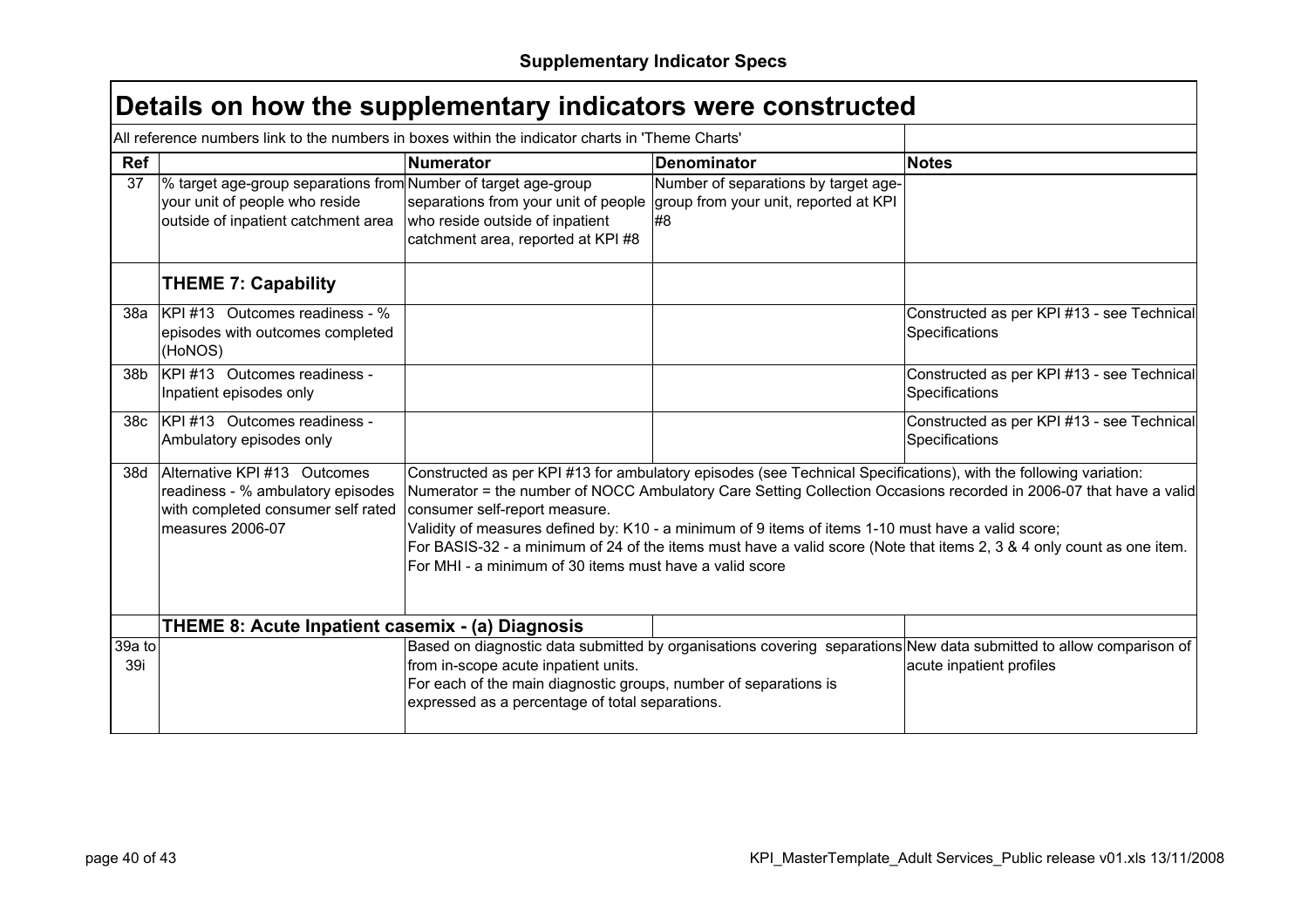## Supplementary Indicator Specs

# Details on how the supplementary indicators were constructed

All reference numbers link to the numbers in boxes within the indicator charts in 'Theme Charts'

| Ref | | Numerator | Denominator | Notes |
|---|---|---|---|---|
| 37 | % target age-group separations from your unit of people who reside outside of inpatient catchment area | Number of target age-group separations from your unit of people who reside outside of inpatient catchment area, reported at KPI #8 | Number of separations by target age-group from your unit, reported at KPI #8 | |
| | **THEME 7: Capability** | | | |
| 38a | KPI #13 Outcomes readiness - % episodes with outcomes completed (HoNOS) | | | Constructed as per KPI #13 - see Technical Specifications |
| 38b | KPI #13 Outcomes readiness - Inpatient episodes only | | | Constructed as per KPI #13 - see Technical Specifications |
| 38c | KPI #13 Outcomes readiness - Ambulatory episodes only | | | Constructed as per KPI #13 - see Technical Specifications |
| 38d | Alternative KPI #13 Outcomes readiness - % ambulatory episodes with completed consumer self rated measures 2006-07 | Constructed as per KPI #13 for ambulatory episodes (see Technical Specifications), with the following variation: Numerator = the number of NOCC Ambulatory Care Setting Collection Occasions recorded in 2006-07 that have a valid consumer self-report measure. Validity of measures defined by: K10 - a minimum of 9 items of items 1-10 must have a valid score; For BASIS-32 - a minimum of 24 of the items must have a valid score (Note that items 2, 3 & 4 only count as one item. For MHI - a minimum of 30 items must have a valid score | | |
| | **THEME 8: Acute Inpatient casemix - (a) Diagnosis** | | | |
| 39a to 39i | | Based on diagnostic data submitted by organisations covering separations from in-scope acute inpatient units. For each of the main diagnostic groups, number of separations is expressed as a percentage of total separations. | | New data submitted to allow comparison of acute inpatient profiles |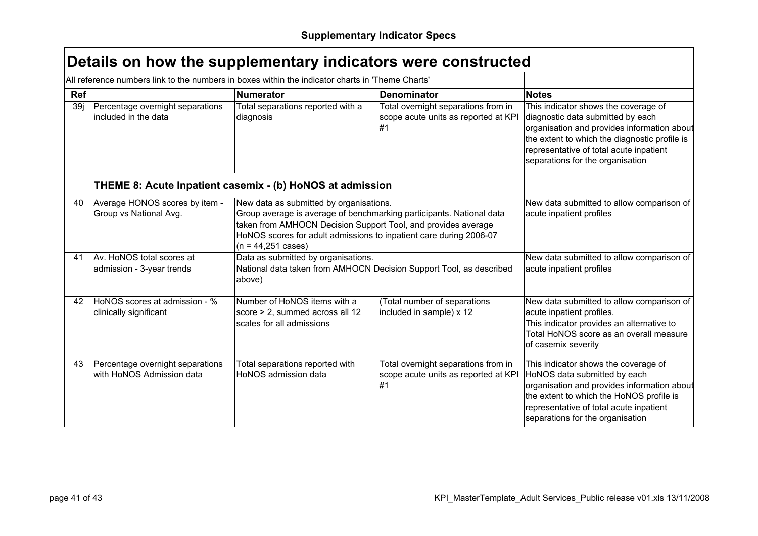## Supplementary Indicator Specs

# Details on how the supplementary indicators were constructed

All reference numbers link to the numbers in boxes within the indicator charts in 'Theme Charts'

| Ref | | Numerator | Denominator | Notes |
|---|---|---|---|---|
| 39j | Percentage overnight separations included in the data | Total separations reported with a diagnosis | Total overnight separations from in scope acute units as reported at KPI #1 | This indicator shows the coverage of diagnostic data submitted by each organisation and provides information about the extent to which the diagnostic profile is representative of total acute inpatient separations for the organisation |
| | **THEME 8: Acute Inpatient casemix - (b) HoNOS at admission** | | | |
| 40 | Average HONOS scores by item - Group vs National Avg. | New data as submitted by organisations. Group average is average of benchmarking participants. National data taken from AMHOCN Decision Support Tool, and provides average HoNOS scores for adult admissions to inpatient care during 2006-07 (n = 44,251 cases) | | New data submitted to allow comparison of acute inpatient profiles |
| 41 | Av. HoNOS total scores at admission - 3-year trends | Data as submitted by organisations. National data taken from AMHOCN Decision Support Tool, as described above) | | New data submitted to allow comparison of acute inpatient profiles |
| 42 | HoNOS scores at admission - % clinically significant | Number of HoNOS items with a score > 2, summed across all 12 scales for all admissions | (Total number of separations included in sample) x 12 | New data submitted to allow comparison of acute inpatient profiles. This indicator provides an alternative to Total HoNOS score as an overall measure of casemix severity |
| 43 | Percentage overnight separations with HoNOS Admission data | Total separations reported with HoNOS admission data | Total overnight separations from in scope acute units as reported at KPI #1 | This indicator shows the coverage of HoNOS data submitted by each organisation and provides information about the extent to which the HoNOS profile is representative of total acute inpatient separations for the organisation |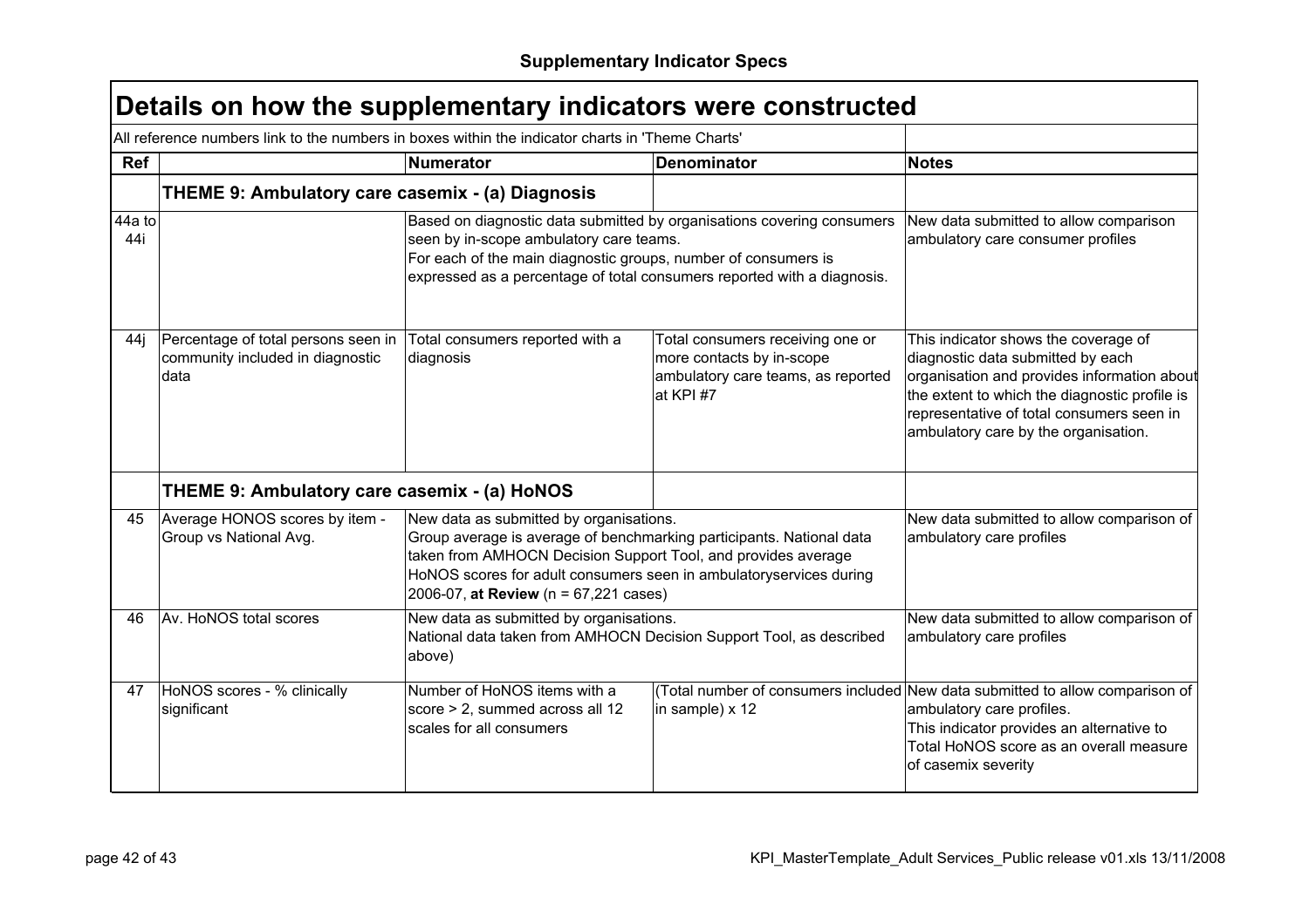**Supplementary Indicator Specs**

# Details on how the supplementary indicators were constructed

All reference numbers link to the numbers in boxes within the indicator charts in 'Theme Charts'

| Ref | | Numerator | Denominator | Notes |
|---|---|---|---|---|
| | **THEME 9: Ambulatory care casemix - (a) Diagnosis** | | | |
| 44a to 44i | | Based on diagnostic data submitted by organisations covering consumers seen by in-scope ambulatory care teams. For each of the main diagnostic groups, number of consumers is expressed as a percentage of total consumers reported with a diagnosis. | | New data submitted to allow comparison ambulatory care consumer profiles |
| 44j | Percentage of total persons seen in community included in diagnostic data | Total consumers reported with a diagnosis | Total consumers receiving one or more contacts by in-scope ambulatory care teams, as reported at KPI #7 | This indicator shows the coverage of diagnostic data submitted by each organisation and provides information about the extent to which the diagnostic profile is representative of total consumers seen in ambulatory care by the organisation. |
| | **THEME 9: Ambulatory care casemix - (a) HoNOS** | | | |
| 45 | Average HONOS scores by item - Group vs National Avg. | New data as submitted by organisations. Group average is average of benchmarking participants. National data taken from AMHOCN Decision Support Tool, and provides average HoNOS scores for adult consumers seen in ambulatoryservices during 2006-07, **at Review** (n = 67,221 cases) | | New data submitted to allow comparison of ambulatory care profiles |
| 46 | Av. HoNOS total scores | New data as submitted by organisations. National data taken from AMHOCN Decision Support Tool, as described above) | | New data submitted to allow comparison of ambulatory care profiles |
| 47 | HoNOS scores - % clinically significant | Number of HoNOS items with a score > 2, summed across all 12 scales for all consumers | (Total number of consumers included in sample) x 12 | New data submitted to allow comparison of ambulatory care profiles. This indicator provides an alternative to Total HoNOS score as an overall measure of casemix severity |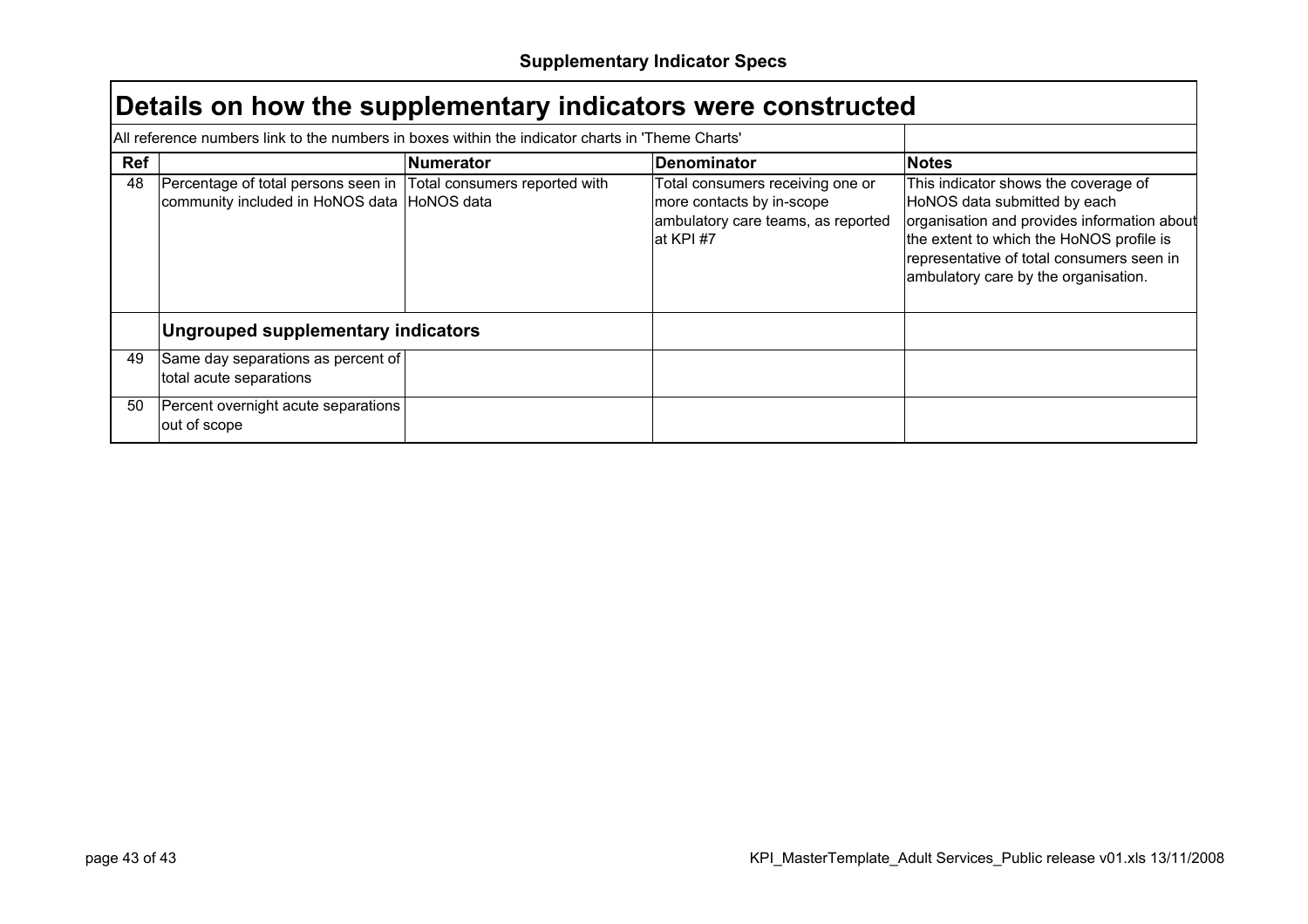**Supplementary Indicator Specs**

# Details on how the supplementary indicators were constructed

All reference numbers link to the numbers in boxes within the indicator charts in 'Theme Charts'

| Ref | | Numerator | Denominator | Notes |
|---|---|---|---|---|
| 48 | Percentage of total persons seen in community included in HoNOS data | Total consumers reported with HoNOS data | Total consumers receiving one or more contacts by in-scope ambulatory care teams, as reported at KPI #7 | This indicator shows the coverage of HoNOS data submitted by each organisation and provides information about the extent to which the HoNOS profile is representative of total consumers seen in ambulatory care by the organisation. |
| | **Ungrouped supplementary indicators** | | | |
| 49 | Same day separations as percent of total acute separations | | | |
| 50 | Percent overnight acute separations out of scope | | | |